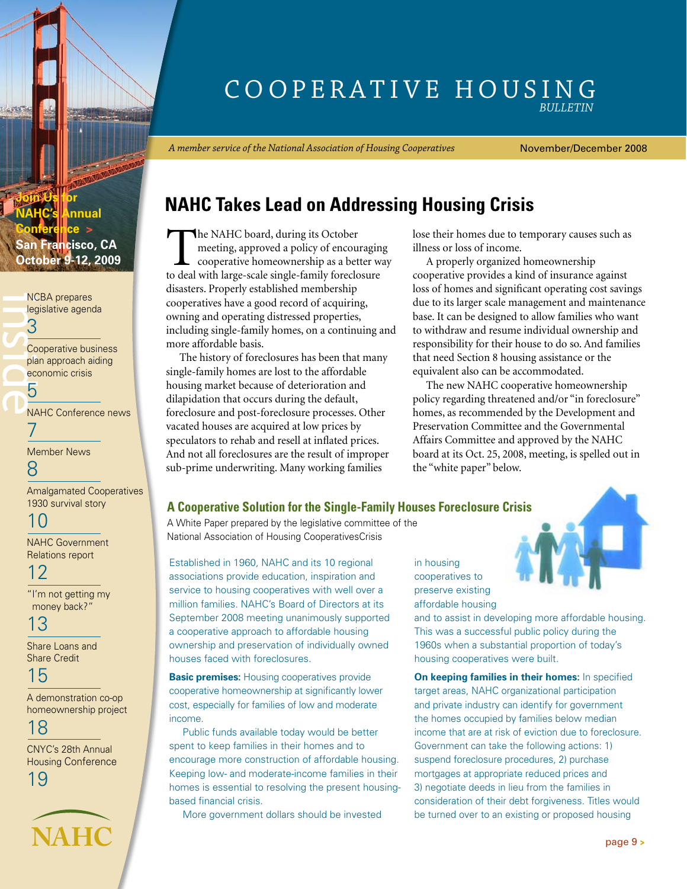# COOPERATIVE HOUSING *BULLETIN*

*A member service of the National Association of Housing Cooperatives*

November/December 2008

**Join Us for NAHC's Annual Conference >**
**San Francisco, CA**
**October 9-12, 2009**

## Inside

NCBA prepares legislative agenda — 3

Cooperative business plan approach aiding economic crisis — 5

NAHC Conference news — 7

Member News — 8

Amalgamated Cooperatives 1930 survival story — 10

NAHC Government Relations report — 12

"I'm not getting my money back?" — 13

Share Loans and Share Credit — 15

A demonstration co-op homeownership project — 18

CNYC's 28th Annual Housing Conference — 19

NAHC

## NAHC Takes Lead on Addressing Housing Crisis

The NAHC board, during its October meeting, approved a policy of encouraging cooperative homeownership as a better way to deal with large-scale single-family foreclosure disasters. Properly established membership cooperatives have a good record of acquiring, owning and operating distressed properties, including single-family homes, on a continuing and more affordable basis.

The history of foreclosures has been that many single-family homes are lost to the affordable housing market because of deterioration and dilapidation that occurs during the default, foreclosure and post-foreclosure processes. Other vacated houses are acquired at low prices by speculators to rehab and resell at inflated prices. And not all foreclosures are the result of improper sub-prime underwriting. Many working families lose their homes due to temporary causes such as illness or loss of income.

A properly organized homeownership cooperative provides a kind of insurance against loss of homes and significant operating cost savings due to its larger scale management and maintenance base. It can be designed to allow families who want to withdraw and resume individual ownership and responsibility for their house to do so. And families that need Section 8 housing assistance or the equivalent also can be accommodated.

The new NAHC cooperative homeownership policy regarding threatened and/or "in foreclosure" homes, as recommended by the Development and Preservation Committee and the Governmental Affairs Committee and approved by the NAHC board at its Oct. 25, 2008, meeting, is spelled out in the "white paper" below.

### A Cooperative Solution for the Single-Family Houses Foreclosure Crisis

A White Paper prepared by the legislative committee of the National Association of Housing CooperativesCrisis

Established in 1960, NAHC and its 10 regional associations provide education, inspiration and service to housing cooperatives with well over a million families. NAHC's Board of Directors at its September 2008 meeting unanimously supported a cooperative approach to affordable housing ownership and preservation of individually owned houses faced with foreclosures.

**Basic premises:** Housing cooperatives provide cooperative homeownership at significantly lower cost, especially for families of low and moderate income.

Public funds available today would be better spent to keep families in their homes and to encourage more construction of affordable housing. Keeping low- and moderate-income families in their homes is essential to resolving the present housing-based financial crisis.

More government dollars should be invested in housing cooperatives to preserve existing affordable housing and to assist in developing more affordable housing. This was a successful public policy during the 1960s when a substantial proportion of today's housing cooperatives were built.

**On keeping families in their homes:** In specified target areas, NAHC organizational participation and private industry can identify for government the homes occupied by families below median income that are at risk of eviction due to foreclosure. Government can take the following actions: 1) suspend foreclosure procedures, 2) purchase mortgages at appropriate reduced prices and 3) negotiate deeds in lieu from the families in consideration of their debt forgiveness. Titles would be turned over to an existing or proposed housing

page 9 >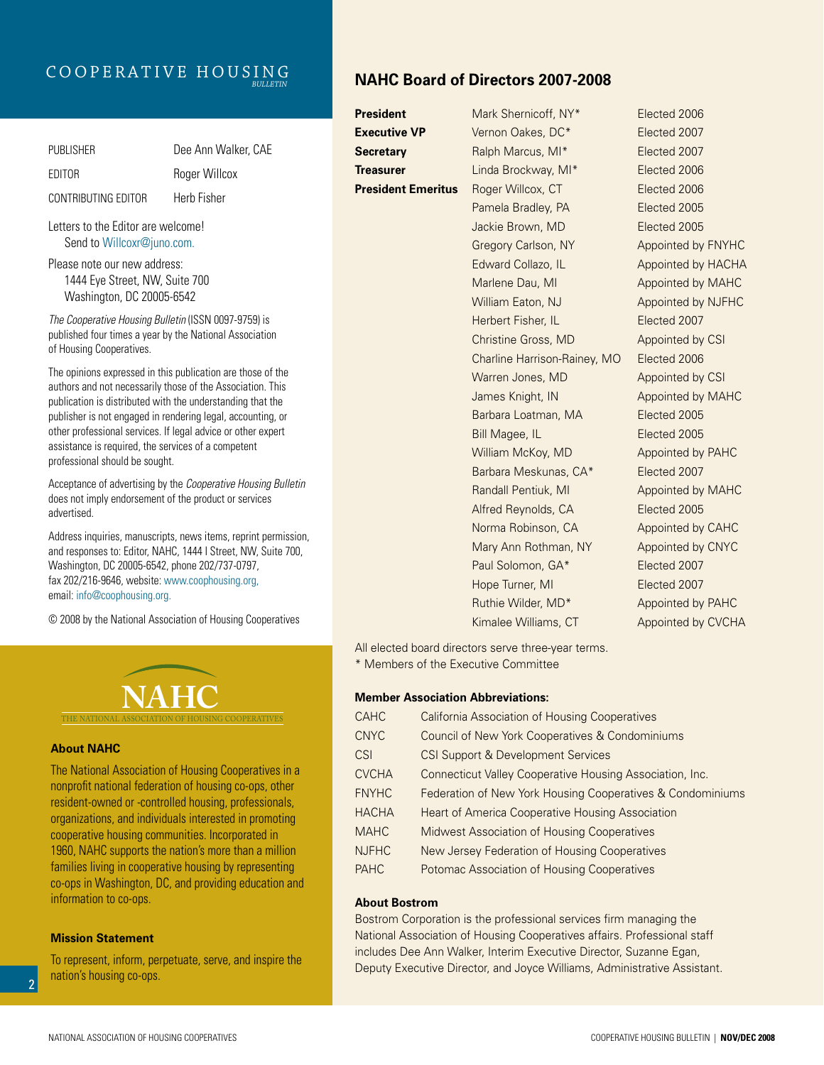COOPERATIVE HOUSING *BULLETIN*

| | |
|---|---|
| PUBLISHER | Dee Ann Walker, CAE |
| EDITOR | Roger Willcox |
| CONTRIBUTING EDITOR | Herb Fisher |

Letters to the Editor are welcome!
Send to Willcoxr@juno.com.

Please note our new address:
1444 Eye Street, NW, Suite 700
Washington, DC 20005-6542

*The Cooperative Housing Bulletin* (ISSN 0097-9759) is published four times a year by the National Association of Housing Cooperatives.

The opinions expressed in this publication are those of the authors and not necessarily those of the Association. This publication is distributed with the understanding that the publisher is not engaged in rendering legal, accounting, or other professional services. If legal advice or other expert assistance is required, the services of a competent professional should be sought.

Acceptance of advertising by the *Cooperative Housing Bulletin* does not imply endorsement of the product or services advertised.

Address inquiries, manuscripts, news items, reprint permission, and responses to: Editor, NAHC, 1444 I Street, NW, Suite 700, Washington, DC 20005-6542, phone 202/737-0797, fax 202/216-9646, website: www.coophousing.org, email: info@coophousing.org.

© 2008 by the National Association of Housing Cooperatives

NAHC
THE NATIONAL ASSOCIATION OF HOUSING COOPERATIVES

### About NAHC

The National Association of Housing Cooperatives in a nonprofit national federation of housing co-ops, other resident-owned or -controlled housing, professionals, organizations, and individuals interested in promoting cooperative housing communities. Incorporated in 1960, NAHC supports the nation's more than a million families living in cooperative housing by representing co-ops in Washington, DC, and providing education and information to co-ops.

### Mission Statement

To represent, inform, perpetuate, serve, and inspire the nation's housing co-ops.

## NAHC Board of Directors 2007-2008

| | | |
|---|---|---|
| **President** | Mark Shernicoff, NY* | Elected 2006 |
| **Executive VP** | Vernon Oakes, DC* | Elected 2007 |
| **Secretary** | Ralph Marcus, MI* | Elected 2007 |
| **Treasurer** | Linda Brockway, MI* | Elected 2006 |
| **President Emeritus** | Roger Willcox, CT | Elected 2006 |
| | Pamela Bradley, PA | Elected 2005 |
| | Jackie Brown, MD | Elected 2005 |
| | Gregory Carlson, NY | Appointed by FNYHC |
| | Edward Collazo, IL | Appointed by HACHA |
| | Marlene Dau, MI | Appointed by MAHC |
| | William Eaton, NJ | Appointed by NJFHC |
| | Herbert Fisher, IL | Elected 2007 |
| | Christine Gross, MD | Appointed by CSI |
| | Charline Harrison-Rainey, MO | Elected 2006 |
| | Warren Jones, MD | Appointed by CSI |
| | James Knight, IN | Appointed by MAHC |
| | Barbara Loatman, MA | Elected 2005 |
| | Bill Magee, IL | Elected 2005 |
| | William McKoy, MD | Appointed by PAHC |
| | Barbara Meskunas, CA* | Elected 2007 |
| | Randall Pentiuk, MI | Appointed by MAHC |
| | Alfred Reynolds, CA | Elected 2005 |
| | Norma Robinson, CA | Appointed by CAHC |
| | Mary Ann Rothman, NY | Appointed by CNYC |
| | Paul Solomon, GA* | Elected 2007 |
| | Hope Turner, MI | Elected 2007 |
| | Ruthie Wilder, MD* | Appointed by PAHC |
| | Kimalee Williams, CT | Appointed by CVCHA |

All elected board directors serve three-year terms.
* Members of the Executive Committee

### Member Association Abbreviations:

| | |
|---|---|
| CAHC | California Association of Housing Cooperatives |
| CNYC | Council of New York Cooperatives & Condominiums |
| CSI | CSI Support & Development Services |
| CVCHA | Connecticut Valley Cooperative Housing Association, Inc. |
| FNYHC | Federation of New York Housing Cooperatives & Condominiums |
| HACHA | Heart of America Cooperative Housing Association |
| MAHC | Midwest Association of Housing Cooperatives |
| NJFHC | New Jersey Federation of Housing Cooperatives |
| PAHC | Potomac Association of Housing Cooperatives |

### About Bostrom

Bostrom Corporation is the professional services firm managing the National Association of Housing Cooperatives affairs. Professional staff includes Dee Ann Walker, Interim Executive Director, Suzanne Egan, Deputy Executive Director, and Joyce Williams, Administrative Assistant.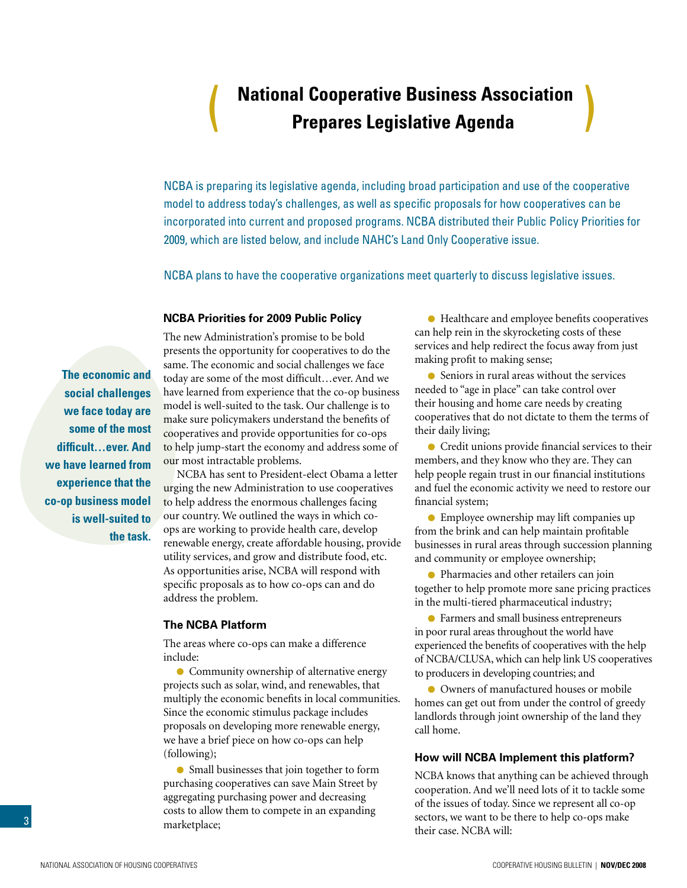# National Cooperative Business Association Prepares Legislative Agenda

NCBA is preparing its legislative agenda, including broad participation and use of the cooperative model to address today's challenges, as well as specific proposals for how cooperatives can be incorporated into current and proposed programs. NCBA distributed their Public Policy Priorities for 2009, which are listed below, and include NAHC's Land Only Cooperative issue.

NCBA plans to have the cooperative organizations meet quarterly to discuss legislative issues.

### NCBA Priorities for 2009 Public Policy

The new Administration's promise to be bold presents the opportunity for cooperatives to do the same. The economic and social challenges we face today are some of the most difficult…ever. And we have learned from experience that the co-op business model is well-suited to the task. Our challenge is to make sure policymakers understand the benefits of cooperatives and provide opportunities for co-ops to help jump-start the economy and address some of our most intractable problems.

> **The economic and social challenges we face today are some of the most difficult…ever. And we have learned from experience that the co-op business model is well-suited to the task.**

NCBA has sent to President-elect Obama a letter urging the new Administration to use cooperatives to help address the enormous challenges facing our country. We outlined the ways in which co-ops are working to provide health care, develop renewable energy, create affordable housing, provide utility services, and grow and distribute food, etc. As opportunities arise, NCBA will respond with specific proposals as to how co-ops can and do address the problem.

### The NCBA Platform

The areas where co-ops can make a difference include:

- Community ownership of alternative energy projects such as solar, wind, and renewables, that multiply the economic benefits in local communities. Since the economic stimulus package includes proposals on developing more renewable energy, we have a brief piece on how co-ops can help (following);
- Small businesses that join together to form purchasing cooperatives can save Main Street by aggregating purchasing power and decreasing costs to allow them to compete in an expanding marketplace;
- Healthcare and employee benefits cooperatives can help rein in the skyrocketing costs of these services and help redirect the focus away from just making profit to making sense;
- Seniors in rural areas without the services needed to "age in place" can take control over their housing and home care needs by creating cooperatives that do not dictate to them the terms of their daily living;
- Credit unions provide financial services to their members, and they know who they are. They can help people regain trust in our financial institutions and fuel the economic activity we need to restore our financial system;
- Employee ownership may lift companies up from the brink and can help maintain profitable businesses in rural areas through succession planning and community or employee ownership;
- Pharmacies and other retailers can join together to help promote more sane pricing practices in the multi-tiered pharmaceutical industry;
- Farmers and small business entrepreneurs in poor rural areas throughout the world have experienced the benefits of cooperatives with the help of NCBA/CLUSA, which can help link US cooperatives to producers in developing countries; and
- Owners of manufactured houses or mobile homes can get out from under the control of greedy landlords through joint ownership of the land they call home.

### How will NCBA Implement this platform?

NCBA knows that anything can be achieved through cooperation. And we'll need lots of it to tackle some of the issues of today. Since we represent all co-op sectors, we want to be there to help co-ops make their case. NCBA will: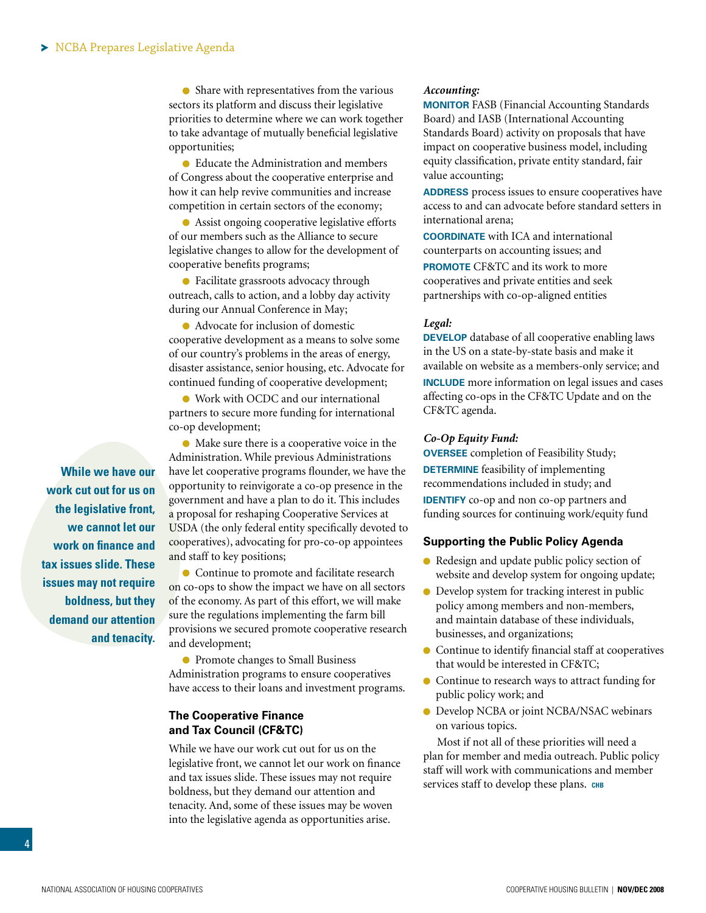- Share with representatives from the various sectors its platform and discuss their legislative priorities to determine where we can work together to take advantage of mutually beneficial legislative opportunities;
- Educate the Administration and members of Congress about the cooperative enterprise and how it can help revive communities and increase competition in certain sectors of the economy;
- Assist ongoing cooperative legislative efforts of our members such as the Alliance to secure legislative changes to allow for the development of cooperative benefits programs;
- Facilitate grassroots advocacy through outreach, calls to action, and a lobby day activity during our Annual Conference in May;
- Advocate for inclusion of domestic cooperative development as a means to solve some of our country's problems in the areas of energy, disaster assistance, senior housing, etc. Advocate for continued funding of cooperative development;
- Work with OCDC and our international partners to secure more funding for international co-op development;
- Make sure there is a cooperative voice in the Administration. While previous Administrations have let cooperative programs flounder, we have the opportunity to reinvigorate a co-op presence in the government and have a plan to do it. This includes a proposal for reshaping Cooperative Services at USDA (the only federal entity specifically devoted to cooperatives), advocating for pro-co-op appointees and staff to key positions;
- Continue to promote and facilitate research on co-ops to show the impact we have on all sectors of the economy. As part of this effort, we will make sure the regulations implementing the farm bill provisions we secured promote cooperative research and development;
- Promote changes to Small Business Administration programs to ensure cooperatives have access to their loans and investment programs.

**While we have our work cut out for us on the legislative front, we cannot let our work on finance and tax issues slide. These issues may not require boldness, but they demand our attention and tenacity.**

## The Cooperative Finance and Tax Council (CF&TC)

While we have our work cut out for us on the legislative front, we cannot let our work on finance and tax issues slide. These issues may not require boldness, but they demand our attention and tenacity. And, some of these issues may be woven into the legislative agenda as opportunities arise.

***Accounting:***

**MONITOR** FASB (Financial Accounting Standards Board) and IASB (International Accounting Standards Board) activity on proposals that have impact on cooperative business model, including equity classification, private entity standard, fair value accounting;

**ADDRESS** process issues to ensure cooperatives have access to and can advocate before standard setters in international arena;

**COORDINATE** with ICA and international counterparts on accounting issues; and

**PROMOTE** CF&TC and its work to more cooperatives and private entities and seek partnerships with co-op-aligned entities

***Legal:***

**DEVELOP** database of all cooperative enabling laws in the US on a state-by-state basis and make it available on website as a members-only service; and

**INCLUDE** more information on legal issues and cases affecting co-ops in the CF&TC Update and on the CF&TC agenda.

***Co-Op Equity Fund:***

**OVERSEE** completion of Feasibility Study;

**DETERMINE** feasibility of implementing recommendations included in study; and

**IDENTIFY** co-op and non co-op partners and funding sources for continuing work/equity fund

## Supporting the Public Policy Agenda

- Redesign and update public policy section of website and develop system for ongoing update;
- Develop system for tracking interest in public policy among members and non-members, and maintain database of these individuals, businesses, and organizations;
- Continue to identify financial staff at cooperatives that would be interested in CF&TC;
- Continue to research ways to attract funding for public policy work; and
- Develop NCBA or joint NCBA/NSAC webinars on various topics.

Most if not all of these priorities will need a plan for member and media outreach. Public policy staff will work with communications and member services staff to develop these plans. CHB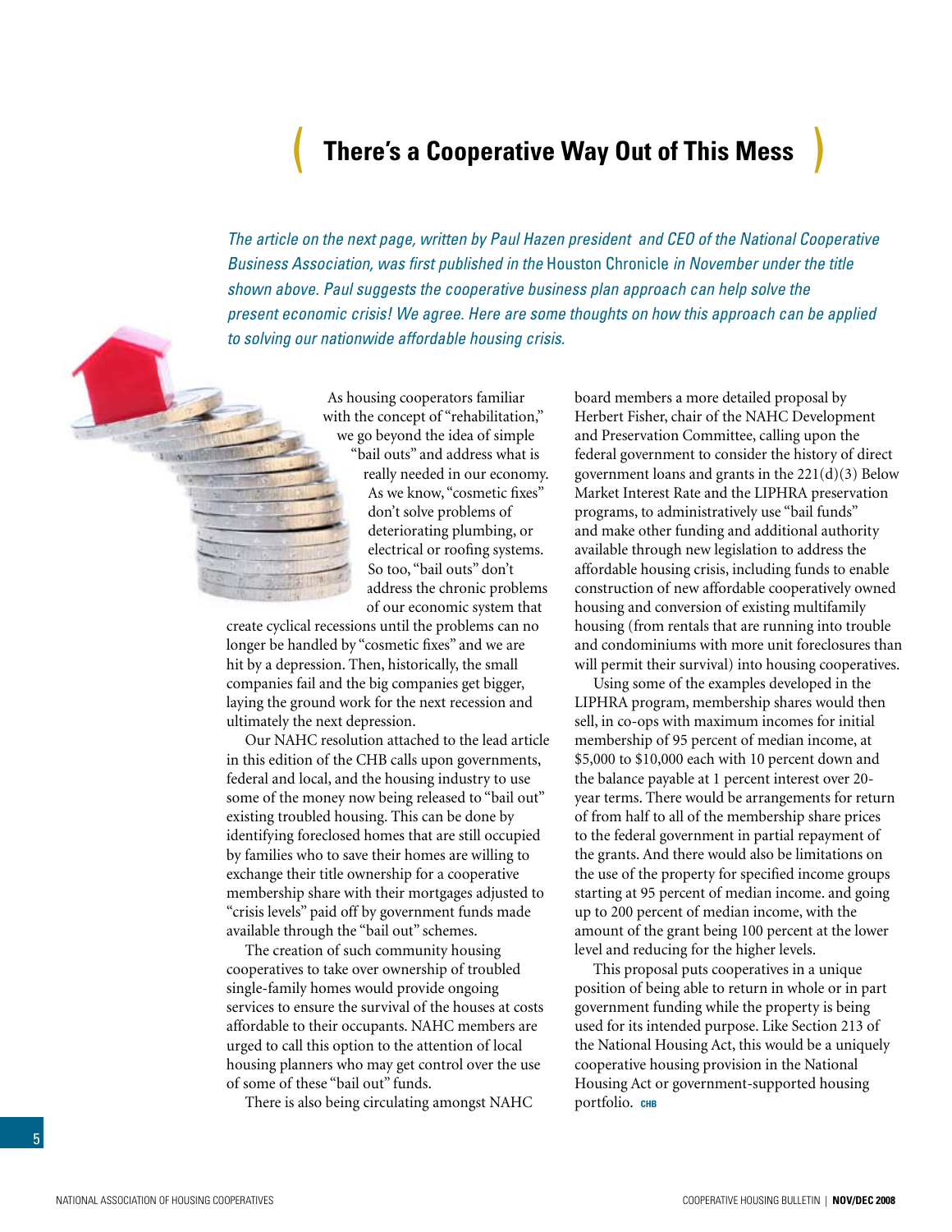# There's a Cooperative Way Out of This Mess

*The article on the next page, written by Paul Hazen president and CEO of the National Cooperative Business Association, was first published in the* Houston Chronicle *in November under the title shown above. Paul suggests the cooperative business plan approach can help solve the present economic crisis! We agree. Here are some thoughts on how this approach can be applied to solving our nationwide affordable housing crisis.*

As housing cooperators familiar with the concept of "rehabilitation," we go beyond the idea of simple "bail outs" and address what is really needed in our economy. As we know, "cosmetic fixes" don't solve problems of deteriorating plumbing, or electrical or roofing systems. So too, "bail outs" don't address the chronic problems of our economic system that create cyclical recessions until the problems can no longer be handled by "cosmetic fixes" and we are hit by a depression. Then, historically, the small companies fail and the big companies get bigger, laying the ground work for the next recession and ultimately the next depression.

Our NAHC resolution attached to the lead article in this edition of the CHB calls upon governments, federal and local, and the housing industry to use some of the money now being released to "bail out" existing troubled housing. This can be done by identifying foreclosed homes that are still occupied by families who to save their homes are willing to exchange their title ownership for a cooperative membership share with their mortgages adjusted to "crisis levels" paid off by government funds made available through the "bail out" schemes.

The creation of such community housing cooperatives to take over ownership of troubled single-family homes would provide ongoing services to ensure the survival of the houses at costs affordable to their occupants. NAHC members are urged to call this option to the attention of local housing planners who may get control over the use of some of these "bail out" funds.

There is also being circulating amongst NAHC board members a more detailed proposal by Herbert Fisher, chair of the NAHC Development and Preservation Committee, calling upon the federal government to consider the history of direct government loans and grants in the 221(d)(3) Below Market Interest Rate and the LIPHRA preservation programs, to administratively use "bail funds" and make other funding and additional authority available through new legislation to address the affordable housing crisis, including funds to enable construction of new affordable cooperatively owned housing and conversion of existing multifamily housing (from rentals that are running into trouble and condominiums with more unit foreclosures than will permit their survival) into housing cooperatives.

Using some of the examples developed in the LIPHRA program, membership shares would then sell, in co-ops with maximum incomes for initial membership of 95 percent of median income, at $5,000 to $10,000 each with 10 percent down and the balance payable at 1 percent interest over 20-year terms. There would be arrangements for return of from half to all of the membership share prices to the federal government in partial repayment of the grants. And there would also be limitations on the use of the property for specified income groups starting at 95 percent of median income. and going up to 200 percent of median income, with the amount of the grant being 100 percent at the lower level and reducing for the higher levels.

This proposal puts cooperatives in a unique position of being able to return in whole or in part government funding while the property is being used for its intended purpose. Like Section 213 of the National Housing Act, this would be a uniquely cooperative housing provision in the National Housing Act or government-supported housing portfolio. CHB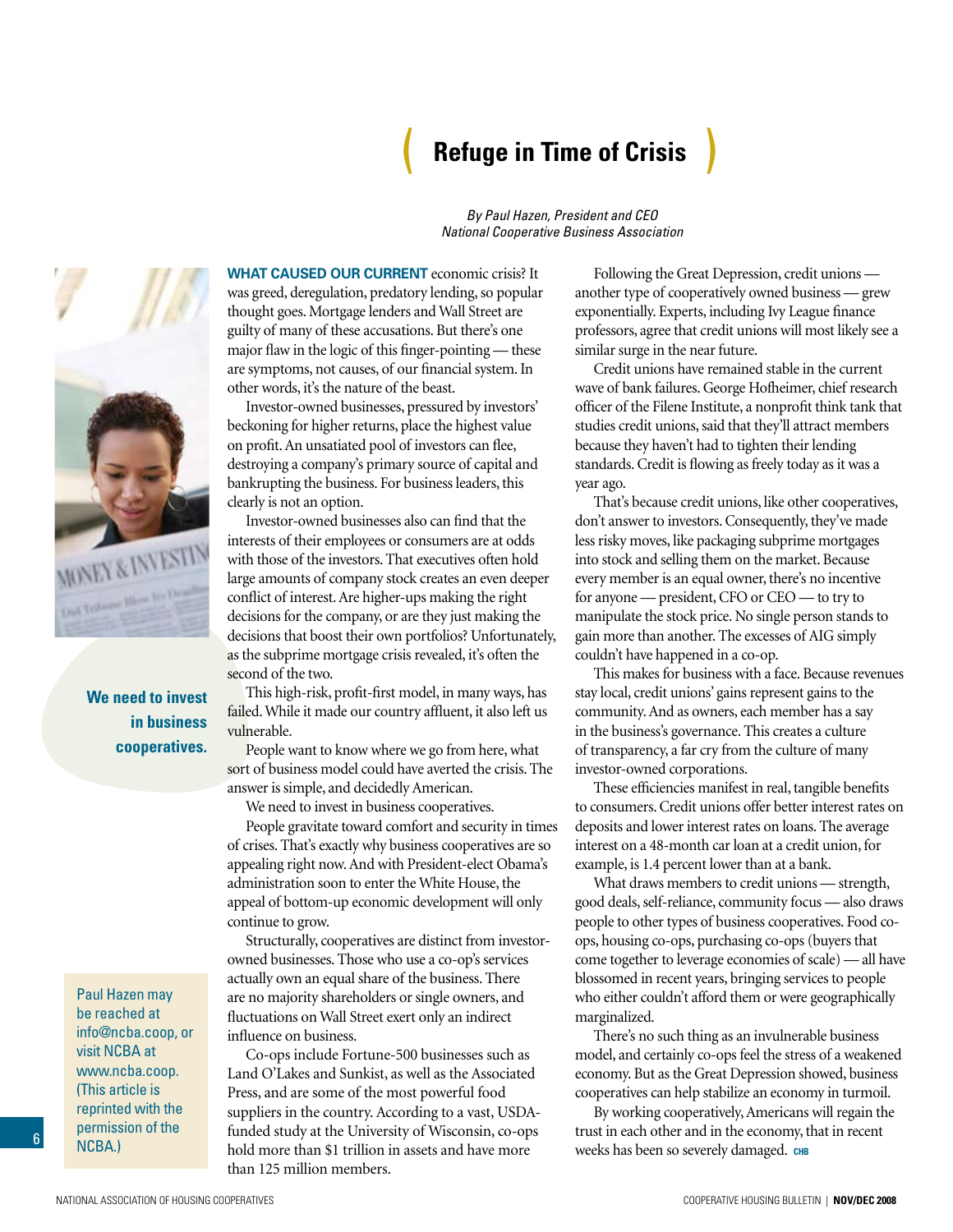# Refuge in Time of Crisis

*By Paul Hazen, President and CEO*
*National Cooperative Business Association*

**WHAT CAUSED OUR CURRENT** economic crisis? It was greed, deregulation, predatory lending, so popular thought goes. Mortgage lenders and Wall Street are guilty of many of these accusations. But there's one major flaw in the logic of this finger-pointing — these are symptoms, not causes, of our financial system. In other words, it's the nature of the beast.

Investor-owned businesses, pressured by investors' beckoning for higher returns, place the highest value on profit. An unsatiated pool of investors can flee, destroying a company's primary source of capital and bankrupting the business. For business leaders, this clearly is not an option.

Investor-owned businesses also can find that the interests of their employees or consumers are at odds with those of the investors. That executives often hold large amounts of company stock creates an even deeper conflict of interest. Are higher-ups making the right decisions for the company, or are they just making the decisions that boost their own portfolios? Unfortunately, as the subprime mortgage crisis revealed, it's often the second of the two.

This high-risk, profit-first model, in many ways, has failed. While it made our country affluent, it also left us vulnerable.

People want to know where we go from here, what sort of business model could have averted the crisis. The answer is simple, and decidedly American.

We need to invest in business cooperatives.

People gravitate toward comfort and security in times of crises. That's exactly why business cooperatives are so appealing right now. And with President-elect Obama's administration soon to enter the White House, the appeal of bottom-up economic development will only continue to grow.

Structurally, cooperatives are distinct from investor-owned businesses. Those who use a co-op's services actually own an equal share of the business. There are no majority shareholders or single owners, and fluctuations on Wall Street exert only an indirect influence on business.

Co-ops include Fortune-500 businesses such as Land O'Lakes and Sunkist, as well as the Associated Press, and are some of the most powerful food suppliers in the country. According to a vast, USDA-funded study at the University of Wisconsin, co-ops hold more than $1 trillion in assets and have more than 125 million members.

Following the Great Depression, credit unions — another type of cooperatively owned business — grew exponentially. Experts, including Ivy League finance professors, agree that credit unions will most likely see a similar surge in the near future.

Credit unions have remained stable in the current wave of bank failures. George Hofheimer, chief research officer of the Filene Institute, a nonprofit think tank that studies credit unions, said that they'll attract members because they haven't had to tighten their lending standards. Credit is flowing as freely today as it was a year ago.

That's because credit unions, like other cooperatives, don't answer to investors. Consequently, they've made less risky moves, like packaging subprime mortgages into stock and selling them on the market. Because every member is an equal owner, there's no incentive for anyone — president, CFO or CEO — to try to manipulate the stock price. No single person stands to gain more than another. The excesses of AIG simply couldn't have happened in a co-op.

This makes for business with a face. Because revenues stay local, credit unions' gains represent gains to the community. And as owners, each member has a say in the business's governance. This creates a culture of transparency, a far cry from the culture of many investor-owned corporations.

These efficiencies manifest in real, tangible benefits to consumers. Credit unions offer better interest rates on deposits and lower interest rates on loans. The average interest on a 48-month car loan at a credit union, for example, is 1.4 percent lower than at a bank.

What draws members to credit unions — strength, good deals, self-reliance, community focus — also draws people to other types of business cooperatives. Food co-ops, housing co-ops, purchasing co-ops (buyers that come together to leverage economies of scale) — all have blossomed in recent years, bringing services to people who either couldn't afford them or were geographically marginalized.

There's no such thing as an invulnerable business model, and certainly co-ops feel the stress of a weakened economy. But as the Great Depression showed, business cooperatives can help stabilize an economy in turmoil.

By working cooperatively, Americans will regain the trust in each other and in the economy, that in recent weeks has been so severely damaged. CHB

**We need to invest in business cooperatives.**

Paul Hazen may be reached at info@ncba.coop, or visit NCBA at www.ncba.coop. (This article is reprinted with the permission of the NCBA.)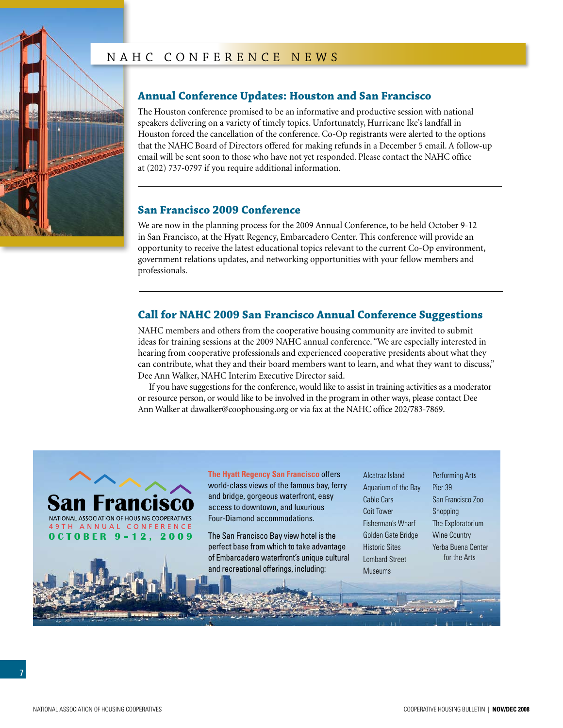# NAHC CONFERENCE NEWS

## Annual Conference Updates: Houston and San Francisco

The Houston conference promised to be an informative and productive session with national speakers delivering on a variety of timely topics. Unfortunately, Hurricane Ike's landfall in Houston forced the cancellation of the conference. Co-Op registrants were alerted to the options that the NAHC Board of Directors offered for making refunds in a December 5 email. A follow-up email will be sent soon to those who have not yet responded. Please contact the NAHC office at (202) 737-0797 if you require additional information.

---

## San Francisco 2009 Conference

We are now in the planning process for the 2009 Annual Conference, to be held October 9-12 in San Francisco, at the Hyatt Regency, Embarcadero Center. This conference will provide an opportunity to receive the latest educational topics relevant to the current Co-Op environment, government relations updates, and networking opportunities with your fellow members and professionals.

---

## Call for NAHC 2009 San Francisco Annual Conference Suggestions

NAHC members and others from the cooperative housing community are invited to submit ideas for training sessions at the 2009 NAHC annual conference. "We are especially interested in hearing from cooperative professionals and experienced cooperative presidents about what they can contribute, what they and their board members want to learn, and what they want to discuss," Dee Ann Walker, NAHC Interim Executive Director said.

If you have suggestions for the conference, would like to assist in training activities as a moderator or resource person, or would like to be involved in the program in other ways, please contact Dee Ann Walker at dawalker@coophousing.org or via fax at the NAHC office 202/783-7869.

---

**San Francisco**

NATIONAL ASSOCIATION OF HOUSING COOPERATIVES
49TH ANNUAL CONFERENCE
**OCTOBER 9–12, 2009**

**The Hyatt Regency San Francisco** offers world-class views of the famous bay, ferry and bridge, gorgeous waterfront, easy access to downtown, and luxurious Four-Diamond accommodations.

The San Francisco Bay view hotel is the perfect base from which to take advantage of Embarcadero waterfront's unique cultural and recreational offerings, including:

- Alcatraz Island
- Aquarium of the Bay
- Cable Cars
- Coit Tower
- Fisherman's Wharf
- Golden Gate Bridge
- Historic Sites
- Lombard Street
- Museums
- Performing Arts
- Pier 39
- San Francisco Zoo
- Shopping
- The Exploratorium
- Wine Country
- Yerba Buena Center for the Arts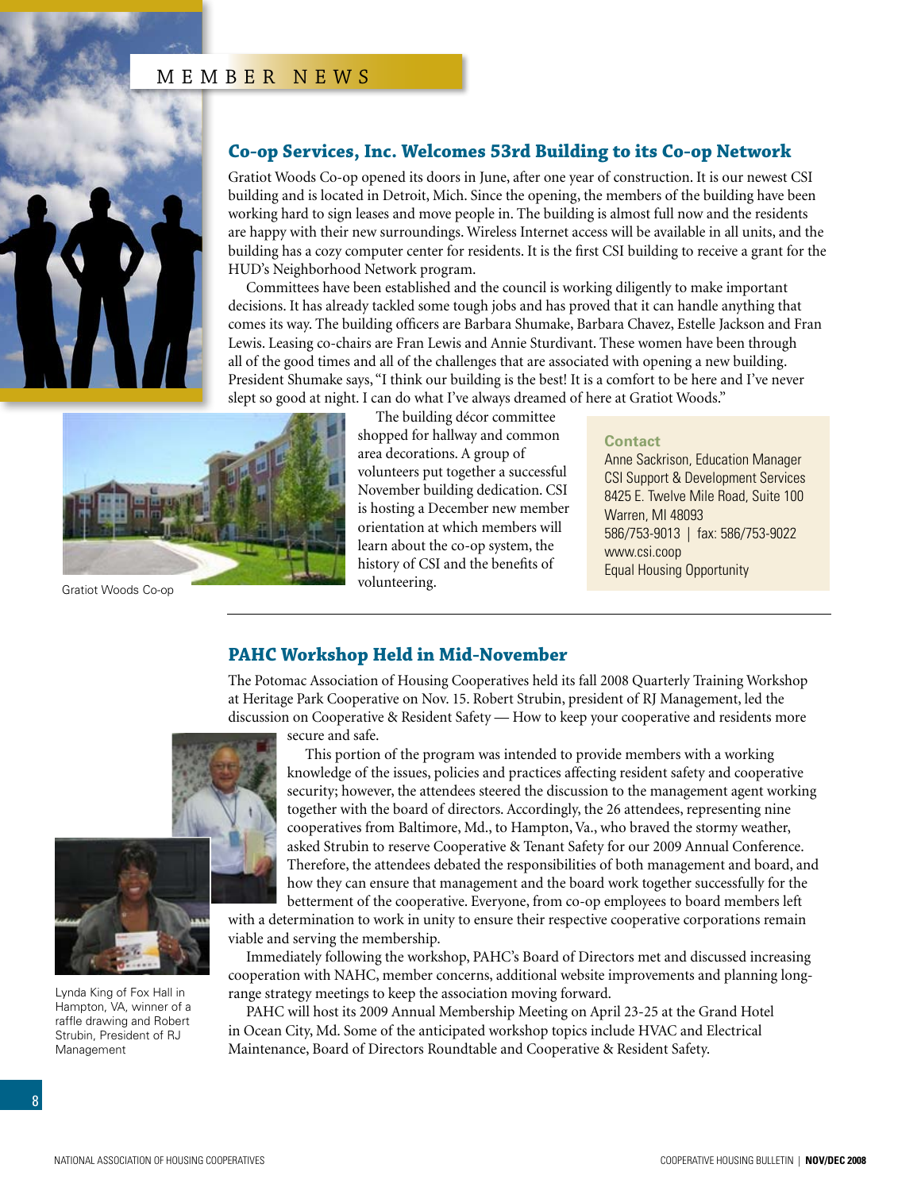MEMBER NEWS

## Co-op Services, Inc. Welcomes 53rd Building to its Co-op Network

Gratiot Woods Co-op opened its doors in June, after one year of construction. It is our newest CSI building and is located in Detroit, Mich. Since the opening, the members of the building have been working hard to sign leases and move people in. The building is almost full now and the residents are happy with their new surroundings. Wireless Internet access will be available in all units, and the building has a cozy computer center for residents. It is the first CSI building to receive a grant for the HUD's Neighborhood Network program.

Committees have been established and the council is working diligently to make important decisions. It has already tackled some tough jobs and has proved that it can handle anything that comes its way. The building officers are Barbara Shumake, Barbara Chavez, Estelle Jackson and Fran Lewis. Leasing co-chairs are Fran Lewis and Annie Sturdivant. These women have been through all of the good times and all of the challenges that are associated with opening a new building. President Shumake says, "I think our building is the best! It is a comfort to be here and I've never slept so good at night. I can do what I've always dreamed of here at Gratiot Woods."

Gratiot Woods Co-op

The building décor committee shopped for hallway and common area decorations. A group of volunteers put together a successful November building dedication. CSI is hosting a December new member orientation at which members will learn about the co-op system, the history of CSI and the benefits of volunteering.

**Contact**
Anne Sackrison, Education Manager
CSI Support & Development Services
8425 E. Twelve Mile Road, Suite 100
Warren, MI 48093
586/753-9013 | fax: 586/753-9022
www.csi.coop
Equal Housing Opportunity

## PAHC Workshop Held in Mid-November

The Potomac Association of Housing Cooperatives held its fall 2008 Quarterly Training Workshop at Heritage Park Cooperative on Nov. 15. Robert Strubin, president of RJ Management, led the discussion on Cooperative & Resident Safety — How to keep your cooperative and residents more secure and safe.

This portion of the program was intended to provide members with a working knowledge of the issues, policies and practices affecting resident safety and cooperative security; however, the attendees steered the discussion to the management agent working together with the board of directors. Accordingly, the 26 attendees, representing nine cooperatives from Baltimore, Md., to Hampton, Va., who braved the stormy weather, asked Strubin to reserve Cooperative & Tenant Safety for our 2009 Annual Conference. Therefore, the attendees debated the responsibilities of both management and board, and how they can ensure that management and the board work together successfully for the betterment of the cooperative. Everyone, from co-op employees to board members left with a determination to work in unity to ensure their respective cooperative corporations remain viable and serving the membership.

Immediately following the workshop, PAHC's Board of Directors met and discussed increasing cooperation with NAHC, member concerns, additional website improvements and planning long-range strategy meetings to keep the association moving forward.

PAHC will host its 2009 Annual Membership Meeting on April 23-25 at the Grand Hotel in Ocean City, Md. Some of the anticipated workshop topics include HVAC and Electrical Maintenance, Board of Directors Roundtable and Cooperative & Resident Safety.

Lynda King of Fox Hall in Hampton, VA, winner of a raffle drawing and Robert Strubin, President of RJ Management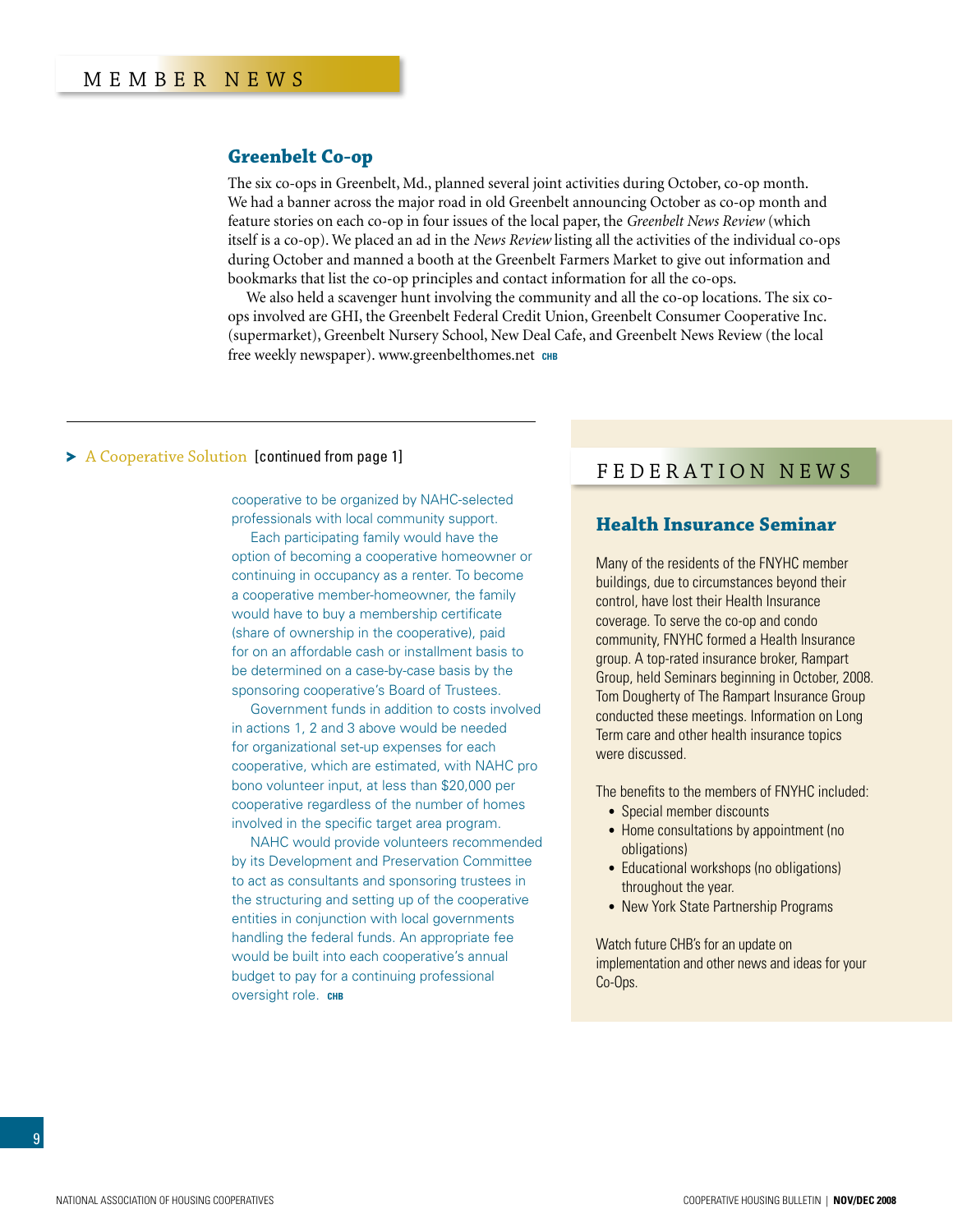# MEMBER NEWS

## Greenbelt Co-op

The six co-ops in Greenbelt, Md., planned several joint activities during October, co-op month. We had a banner across the major road in old Greenbelt announcing October as co-op month and feature stories on each co-op in four issues of the local paper, the *Greenbelt News Review* (which itself is a co-op). We placed an ad in the *News Review* listing all the activities of the individual co-ops during October and manned a booth at the Greenbelt Farmers Market to give out information and bookmarks that list the co-op principles and contact information for all the co-ops.

We also held a scavenger hunt involving the community and all the co-op locations. The six co-ops involved are GHI, the Greenbelt Federal Credit Union, Greenbelt Consumer Cooperative Inc. (supermarket), Greenbelt Nursery School, New Deal Cafe, and Greenbelt News Review (the local free weekly newspaper). www.greenbelthomes.net CHB

---

> A Cooperative Solution [continued from page 1]

cooperative to be organized by NAHC-selected professionals with local community support.

Each participating family would have the option of becoming a cooperative homeowner or continuing in occupancy as a renter. To become a cooperative member-homeowner, the family would have to buy a membership certificate (share of ownership in the cooperative), paid for on an affordable cash or installment basis to be determined on a case-by-case basis by the sponsoring cooperative's Board of Trustees.

Government funds in addition to costs involved in actions 1, 2 and 3 above would be needed for organizational set-up expenses for each cooperative, which are estimated, with NAHC pro bono volunteer input, at less than $20,000 per cooperative regardless of the number of homes involved in the specific target area program.

NAHC would provide volunteers recommended by its Development and Preservation Committee to act as consultants and sponsoring trustees in the structuring and setting up of the cooperative entities in conjunction with local governments handling the federal funds. An appropriate fee would be built into each cooperative's annual budget to pay for a continuing professional oversight role. CHB

# FEDERATION NEWS

## Health Insurance Seminar

Many of the residents of the FNYHC member buildings, due to circumstances beyond their control, have lost their Health Insurance coverage. To serve the co-op and condo community, FNYHC formed a Health Insurance group. A top-rated insurance broker, Rampart Group, held Seminars beginning in October, 2008. Tom Dougherty of The Rampart Insurance Group conducted these meetings. Information on Long Term care and other health insurance topics were discussed.

The benefits to the members of FNYHC included:

- Special member discounts
- Home consultations by appointment (no obligations)
- Educational workshops (no obligations) throughout the year.
- New York State Partnership Programs

Watch future CHB's for an update on implementation and other news and ideas for your Co-Ops.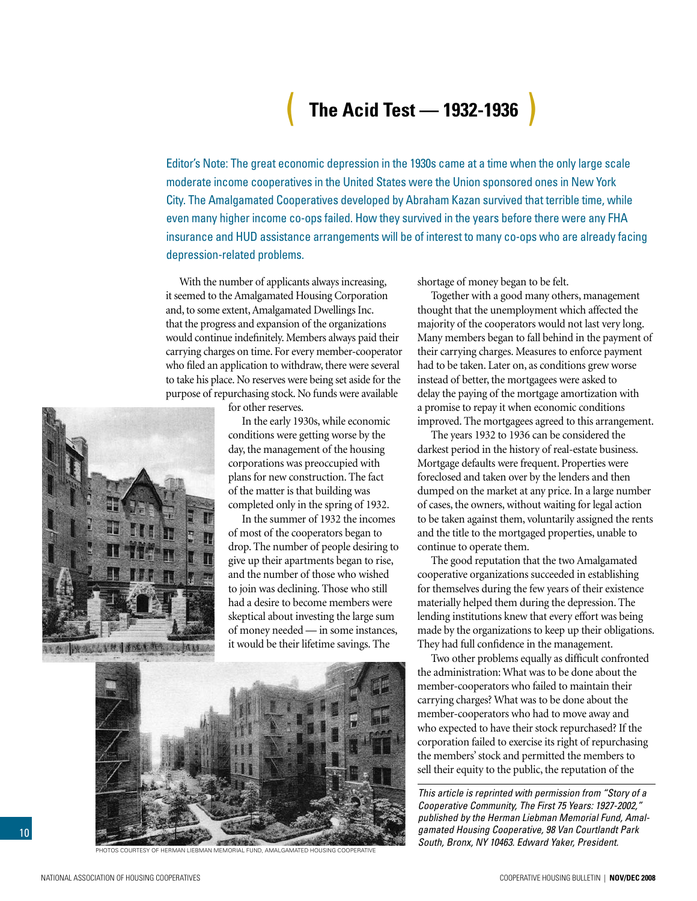# The Acid Test — 1932-1936

Editor's Note: The great economic depression in the 1930s came at a time when the only large scale moderate income cooperatives in the United States were the Union sponsored ones in New York City. The Amalgamated Cooperatives developed by Abraham Kazan survived that terrible time, while even many higher income co-ops failed. How they survived in the years before there were any FHA insurance and HUD assistance arrangements will be of interest to many co-ops who are already facing depression-related problems.

With the number of applicants always increasing, it seemed to the Amalgamated Housing Corporation and, to some extent, Amalgamated Dwellings Inc. that the progress and expansion of the organizations would continue indefinitely. Members always paid their carrying charges on time. For every member-cooperator who filed an application to withdraw, there were several to take his place. No reserves were being set aside for the purpose of repurchasing stock. No funds were available for other reserves.

In the early 1930s, while economic conditions were getting worse by the day, the management of the housing corporations was preoccupied with plans for new construction. The fact of the matter is that building was completed only in the spring of 1932.

In the summer of 1932 the incomes of most of the cooperators began to drop. The number of people desiring to give up their apartments began to rise, and the number of those who wished to join was declining. Those who still had a desire to become members were skeptical about investing the large sum of money needed — in some instances, it would be their lifetime savings. The shortage of money began to be felt.

Together with a good many others, management thought that the unemployment which affected the majority of the cooperators would not last very long. Many members began to fall behind in the payment of their carrying charges. Measures to enforce payment had to be taken. Later on, as conditions grew worse instead of better, the mortgagees were asked to delay the paying of the mortgage amortization with a promise to repay it when economic conditions improved. The mortgagees agreed to this arrangement.

The years 1932 to 1936 can be considered the darkest period in the history of real-estate business. Mortgage defaults were frequent. Properties were foreclosed and taken over by the lenders and then dumped on the market at any price. In a large number of cases, the owners, without waiting for legal action to be taken against them, voluntarily assigned the rents and the title to the mortgaged properties, unable to continue to operate them.

The good reputation that the two Amalgamated cooperative organizations succeeded in establishing for themselves during the few years of their existence materially helped them during the depression. The lending institutions knew that every effort was being made by the organizations to keep up their obligations. They had full confidence in the management.

Two other problems equally as difficult confronted the administration: What was to be done about the member-cooperators who failed to maintain their carrying charges? What was to be done about the member-cooperators who had to move away and who expected to have their stock repurchased? If the corporation failed to exercise its right of repurchasing the members' stock and permitted the members to sell their equity to the public, the reputation of the

PHOTOS COURTESY OF HERMAN LIEBMAN MEMORIAL FUND, AMALGAMATED HOUSING COOPERATIVE

*This article is reprinted with permission from "Story of a Cooperative Community, The First 75 Years: 1927-2002," published by the Herman Liebman Memorial Fund, Amalgamated Housing Cooperative, 98 Van Courtlandt Park South, Bronx, NY 10463. Edward Yaker, President.*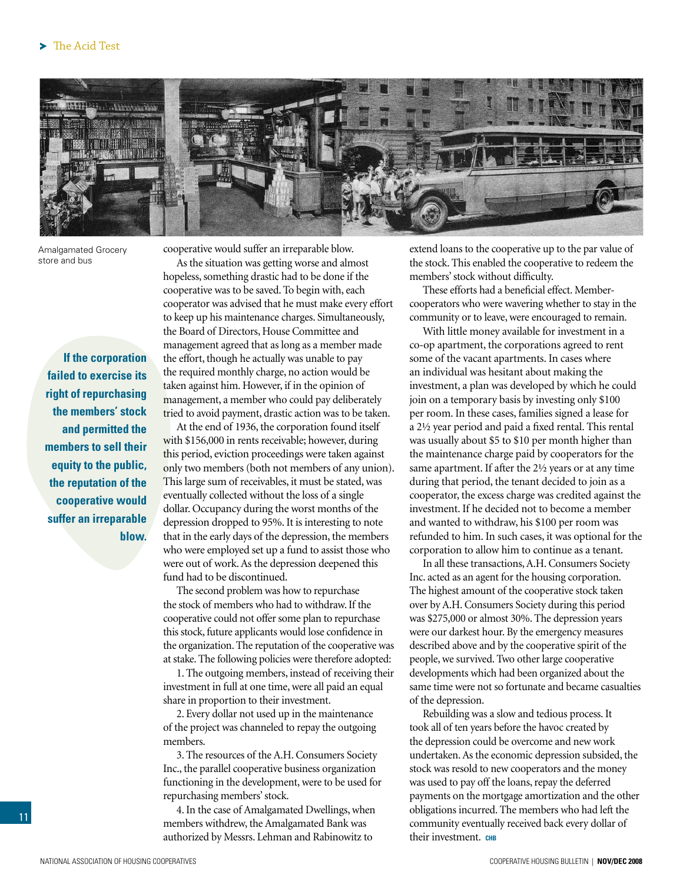Amalgamated Grocery store and bus

cooperative would suffer an irreparable blow.

As the situation was getting worse and almost hopeless, something drastic had to be done if the cooperative was to be saved. To begin with, each cooperator was advised that he must make every effort to keep up his maintenance charges. Simultaneously, the Board of Directors, House Committee and management agreed that as long as a member made the effort, though he actually was unable to pay the required monthly charge, no action would be taken against him. However, if in the opinion of management, a member who could pay deliberately tried to avoid payment, drastic action was to be taken.

**If the corporation failed to exercise its right of repurchasing the members' stock and permitted the members to sell their equity to the public, the reputation of the cooperative would suffer an irreparable blow.**

At the end of 1936, the corporation found itself with $156,000 in rents receivable; however, during this period, eviction proceedings were taken against only two members (both not members of any union). This large sum of receivables, it must be stated, was eventually collected without the loss of a single dollar. Occupancy during the worst months of the depression dropped to 95%. It is interesting to note that in the early days of the depression, the members who were employed set up a fund to assist those who were out of work. As the depression deepened this fund had to be discontinued.

The second problem was how to repurchase the stock of members who had to withdraw. If the cooperative could not offer some plan to repurchase this stock, future applicants would lose confidence in the organization. The reputation of the cooperative was at stake. The following policies were therefore adopted:

1. The outgoing members, instead of receiving their investment in full at one time, were all paid an equal share in proportion to their investment.

2. Every dollar not used up in the maintenance of the project was channeled to repay the outgoing members.

3. The resources of the A.H. Consumers Society Inc., the parallel cooperative business organization functioning in the development, were to be used for repurchasing members' stock.

4. In the case of Amalgamated Dwellings, when members withdrew, the Amalgamated Bank was authorized by Messrs. Lehman and Rabinowitz to extend loans to the cooperative up to the par value of the stock. This enabled the cooperative to redeem the members' stock without difficulty.

These efforts had a beneficial effect. Member-cooperators who were wavering whether to stay in the community or to leave, were encouraged to remain.

With little money available for investment in a co-op apartment, the corporations agreed to rent some of the vacant apartments. In cases where an individual was hesitant about making the investment, a plan was developed by which he could join on a temporary basis by investing only $100 per room. In these cases, families signed a lease for a 2½ year period and paid a fixed rental. This rental was usually about $5 to $10 per month higher than the maintenance charge paid by cooperators for the same apartment. If after the 2½ years or at any time during that period, the tenant decided to join as a cooperator, the excess charge was credited against the investment. If he decided not to become a member and wanted to withdraw, his $100 per room was refunded to him. In such cases, it was optional for the corporation to allow him to continue as a tenant.

In all these transactions, A.H. Consumers Society Inc. acted as an agent for the housing corporation. The highest amount of the cooperative stock taken over by A.H. Consumers Society during this period was $275,000 or almost 30%. The depression years were our darkest hour. By the emergency measures described above and by the cooperative spirit of the people, we survived. Two other large cooperative developments which had been organized about the same time were not so fortunate and became casualties of the depression.

Rebuilding was a slow and tedious process. It took all of ten years before the havoc created by the depression could be overcome and new work undertaken. As the economic depression subsided, the stock was resold to new cooperators and the money was used to pay off the loans, repay the deferred payments on the mortgage amortization and the other obligations incurred. The members who had left the community eventually received back every dollar of their investment. CHB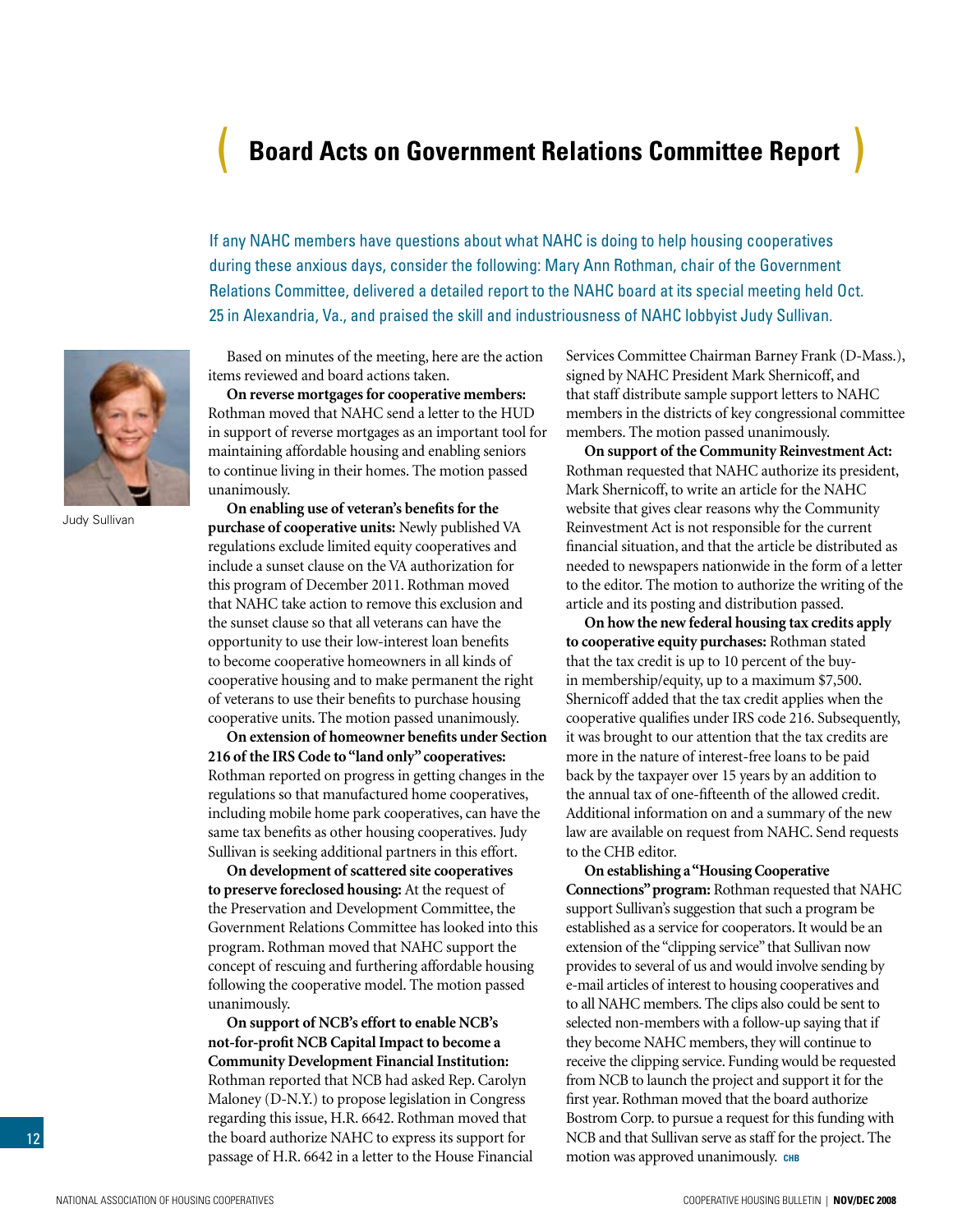# Board Acts on Government Relations Committee Report

If any NAHC members have questions about what NAHC is doing to help housing cooperatives during these anxious days, consider the following: Mary Ann Rothman, chair of the Government Relations Committee, delivered a detailed report to the NAHC board at its special meeting held Oct. 25 in Alexandria, Va., and praised the skill and industriousness of NAHC lobbyist Judy Sullivan.

Judy Sullivan

Based on minutes of the meeting, here are the action items reviewed and board actions taken.

**On reverse mortgages for cooperative members:** Rothman moved that NAHC send a letter to the HUD in support of reverse mortgages as an important tool for maintaining affordable housing and enabling seniors to continue living in their homes. The motion passed unanimously.

**On enabling use of veteran's benefits for the purchase of cooperative units:** Newly published VA regulations exclude limited equity cooperatives and include a sunset clause on the VA authorization for this program of December 2011. Rothman moved that NAHC take action to remove this exclusion and the sunset clause so that all veterans can have the opportunity to use their low-interest loan benefits to become cooperative homeowners in all kinds of cooperative housing and to make permanent the right of veterans to use their benefits to purchase housing cooperative units. The motion passed unanimously.

**On extension of homeowner benefits under Section 216 of the IRS Code to "land only" cooperatives:** Rothman reported on progress in getting changes in the regulations so that manufactured home cooperatives, including mobile home park cooperatives, can have the same tax benefits as other housing cooperatives. Judy Sullivan is seeking additional partners in this effort.

**On development of scattered site cooperatives to preserve foreclosed housing:** At the request of the Preservation and Development Committee, the Government Relations Committee has looked into this program. Rothman moved that NAHC support the concept of rescuing and furthering affordable housing following the cooperative model. The motion passed unanimously.

**On support of NCB's effort to enable NCB's not-for-profit NCB Capital Impact to become a Community Development Financial Institution:** Rothman reported that NCB had asked Rep. Carolyn Maloney (D-N.Y.) to propose legislation in Congress regarding this issue, H.R. 6642. Rothman moved that the board authorize NAHC to express its support for passage of H.R. 6642 in a letter to the House Financial Services Committee Chairman Barney Frank (D-Mass.), signed by NAHC President Mark Shernicoff, and that staff distribute sample support letters to NAHC members in the districts of key congressional committee members. The motion passed unanimously.

**On support of the Community Reinvestment Act:** Rothman requested that NAHC authorize its president, Mark Shernicoff, to write an article for the NAHC website that gives clear reasons why the Community Reinvestment Act is not responsible for the current financial situation, and that the article be distributed as needed to newspapers nationwide in the form of a letter to the editor. The motion to authorize the writing of the article and its posting and distribution passed.

**On how the new federal housing tax credits apply to cooperative equity purchases:** Rothman stated that the tax credit is up to 10 percent of the buy-in membership/equity, up to a maximum $7,500. Shernicoff added that the tax credit applies when the cooperative qualifies under IRS code 216. Subsequently, it was brought to our attention that the tax credits are more in the nature of interest-free loans to be paid back by the taxpayer over 15 years by an addition to the annual tax of one-fifteenth of the allowed credit. Additional information on and a summary of the new law are available on request from NAHC. Send requests to the CHB editor.

**On establishing a "Housing Cooperative Connections" program:** Rothman requested that NAHC support Sullivan's suggestion that such a program be established as a service for cooperators. It would be an extension of the "clipping service" that Sullivan now provides to several of us and would involve sending by e-mail articles of interest to housing cooperatives and to all NAHC members. The clips also could be sent to selected non-members with a follow-up saying that if they become NAHC members, they will continue to receive the clipping service. Funding would be requested from NCB to launch the project and support it for the first year. Rothman moved that the board authorize Bostrom Corp. to pursue a request for this funding with NCB and that Sullivan serve as staff for the project. The motion was approved unanimously. CHB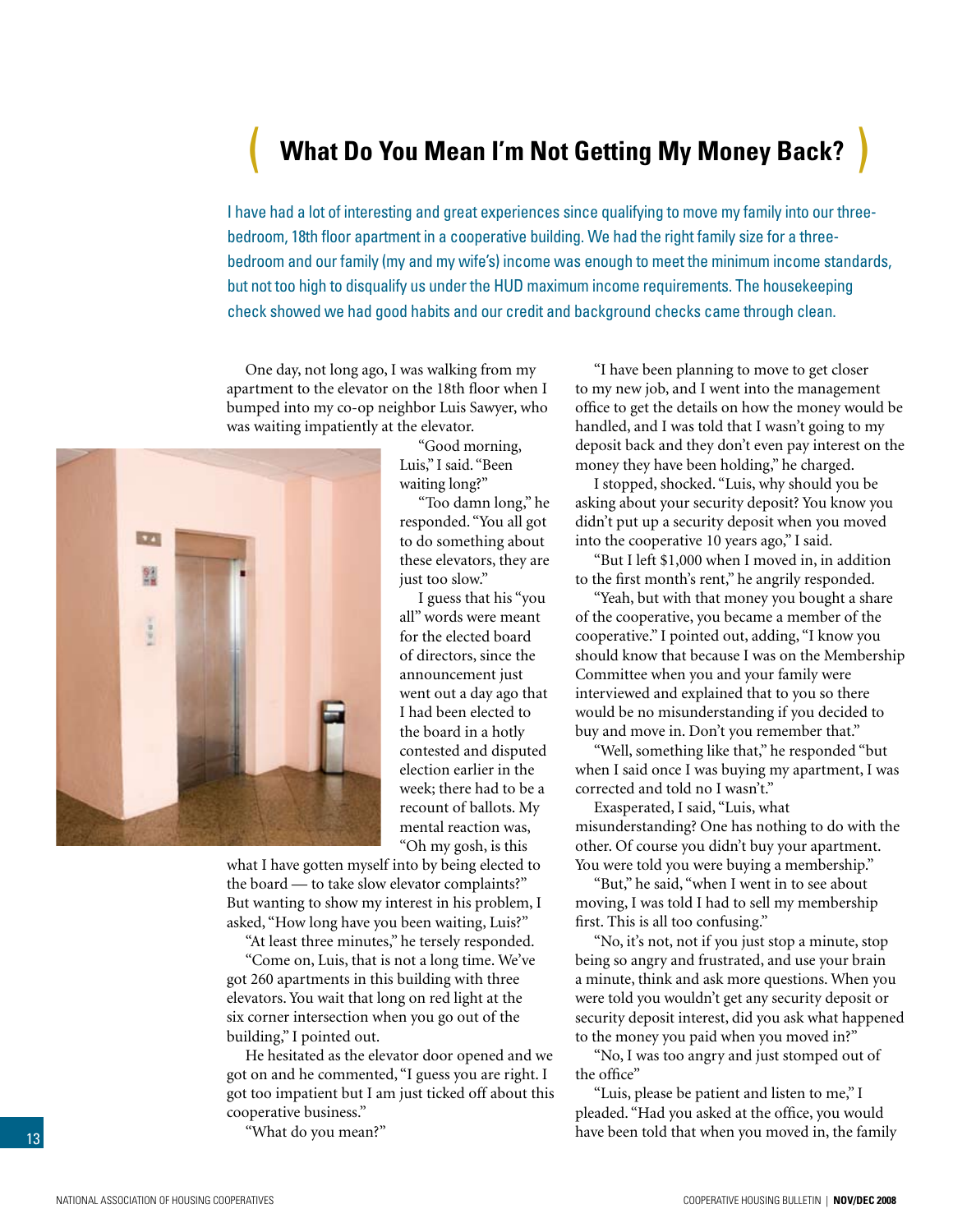# What Do You Mean I'm Not Getting My Money Back?

I have had a lot of interesting and great experiences since qualifying to move my family into our three-bedroom, 18th floor apartment in a cooperative building. We had the right family size for a three-bedroom and our family (my and my wife's) income was enough to meet the minimum income standards, but not too high to disqualify us under the HUD maximum income requirements. The housekeeping check showed we had good habits and our credit and background checks came through clean.

One day, not long ago, I was walking from my apartment to the elevator on the 18th floor when I bumped into my co-op neighbor Luis Sawyer, who was waiting impatiently at the elevator.

"Good morning, Luis," I said. "Been waiting long?"

"Too damn long," he responded. "You all got to do something about these elevators, they are just too slow."

I guess that his "you all" words were meant for the elected board of directors, since the announcement just went out a day ago that I had been elected to the board in a hotly contested and disputed election earlier in the week; there had to be a recount of ballots. My mental reaction was, "Oh my gosh, is this what I have gotten myself into by being elected to the board — to take slow elevator complaints?" But wanting to show my interest in his problem, I asked, "How long have you been waiting, Luis?"

"At least three minutes," he tersely responded.

"Come on, Luis, that is not a long time. We've got 260 apartments in this building with three elevators. You wait that long on red light at the six corner intersection when you go out of the building," I pointed out.

He hesitated as the elevator door opened and we got on and he commented, "I guess you are right. I got too impatient but I am just ticked off about this cooperative business."

"What do you mean?"

"I have been planning to move to get closer to my new job, and I went into the management office to get the details on how the money would be handled, and I was told that I wasn't going to my deposit back and they don't even pay interest on the money they have been holding," he charged.

I stopped, shocked. "Luis, why should you be asking about your security deposit? You know you didn't put up a security deposit when you moved into the cooperative 10 years ago," I said.

"But I left $1,000 when I moved in, in addition to the first month's rent," he angrily responded.

"Yeah, but with that money you bought a share of the cooperative, you became a member of the cooperative." I pointed out, adding, "I know you should know that because I was on the Membership Committee when you and your family were interviewed and explained that to you so there would be no misunderstanding if you decided to buy and move in. Don't you remember that."

"Well, something like that," he responded "but when I said once I was buying my apartment, I was corrected and told no I wasn't."

Exasperated, I said, "Luis, what misunderstanding? One has nothing to do with the other. Of course you didn't buy your apartment. You were told you were buying a membership."

"But," he said, "when I went in to see about moving, I was told I had to sell my membership first. This is all too confusing."

"No, it's not, not if you just stop a minute, stop being so angry and frustrated, and use your brain a minute, think and ask more questions. When you were told you wouldn't get any security deposit or security deposit interest, did you ask what happened to the money you paid when you moved in?"

"No, I was too angry and just stomped out of the office"

"Luis, please be patient and listen to me," I pleaded. "Had you asked at the office, you would have been told that when you moved in, the family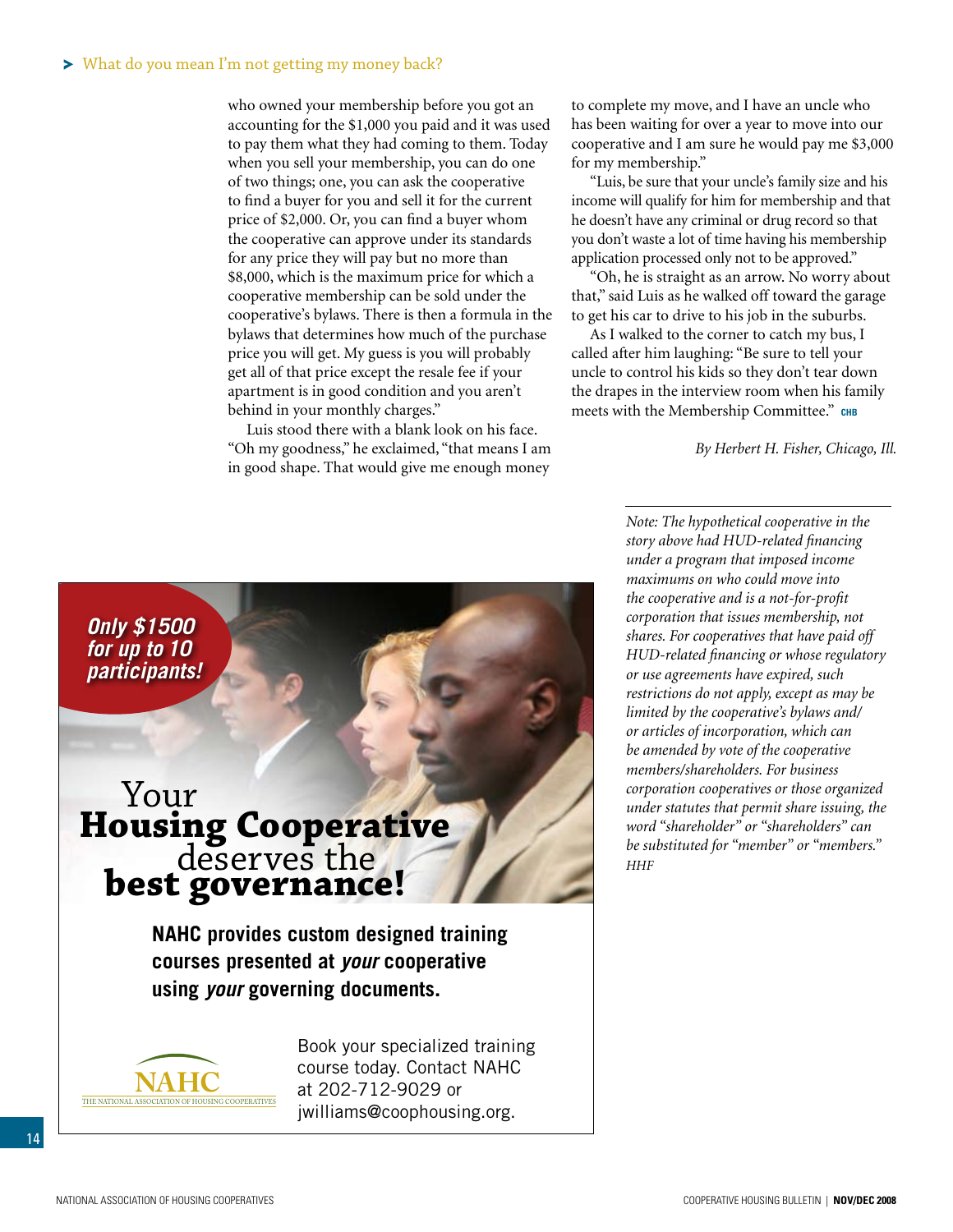who owned your membership before you got an accounting for the $1,000 you paid and it was used to pay them what they had coming to them. Today when you sell your membership, you can do one of two things; one, you can ask the cooperative to find a buyer for you and sell it for the current price of $2,000. Or, you can find a buyer whom the cooperative can approve under its standards for any price they will pay but no more than $8,000, which is the maximum price for which a cooperative membership can be sold under the cooperative's bylaws. There is then a formula in the bylaws that determines how much of the purchase price you will get. My guess is you will probably get all of that price except the resale fee if your apartment is in good condition and you aren't behind in your monthly charges."

Luis stood there with a blank look on his face. "Oh my goodness," he exclaimed, "that means I am in good shape. That would give me enough money to complete my move, and I have an uncle who has been waiting for over a year to move into our cooperative and I am sure he would pay me $3,000 for my membership."

"Luis, be sure that your uncle's family size and his income will qualify for him for membership and that he doesn't have any criminal or drug record so that you don't waste a lot of time having his membership application processed only not to be approved."

"Oh, he is straight as an arrow. No worry about that," said Luis as he walked off toward the garage to get his car to drive to his job in the suburbs.

As I walked to the corner to catch my bus, I called after him laughing: "Be sure to tell your uncle to control his kids so they don't tear down the drapes in the interview room when his family meets with the Membership Committee." CHB

*By Herbert H. Fisher, Chicago, Ill.*

*Note: The hypothetical cooperative in the story above had HUD-related financing under a program that imposed income maximums on who could move into the cooperative and is a not-for-profit corporation that issues membership, not shares. For cooperatives that have paid off HUD-related financing or whose regulatory or use agreements have expired, such restrictions do not apply, except as may be limited by the cooperative's bylaws and/or articles of incorporation, which can be amended by vote of the cooperative members/shareholders. For business corporation cooperatives or those organized under statutes that permit share issuing, the word "shareholder" or "shareholders" can be substituted for "member" or "members." HHF*

***Only $1500 for up to 10 participants!***

Your **Housing Cooperative** deserves the **best governance!**

**NAHC provides custom designed training courses presented at *your* cooperative using *your* governing documents.**

NAHC — THE NATIONAL ASSOCIATION OF HOUSING COOPERATIVES

Book your specialized training course today. Contact NAHC at 202-712-9029 or jwilliams@coophousing.org.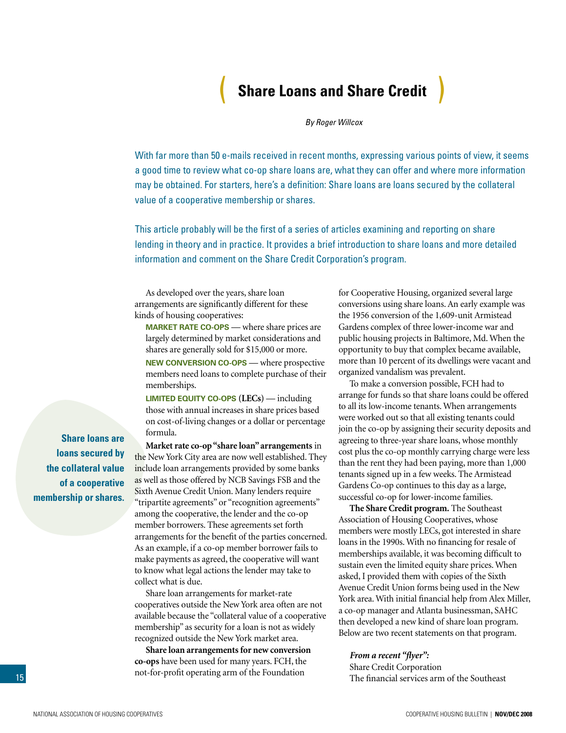# Share Loans and Share Credit

*By Roger Willcox*

With far more than 50 e-mails received in recent months, expressing various points of view, it seems a good time to review what co-op share loans are, what they can offer and where more information may be obtained. For starters, here's a definition: Share loans are loans secured by the collateral value of a cooperative membership or shares.

This article probably will be the first of a series of articles examining and reporting on share lending in theory and in practice. It provides a brief introduction to share loans and more detailed information and comment on the Share Credit Corporation's program.

As developed over the years, share loan arrangements are significantly different for these kinds of housing cooperatives:

**MARKET RATE CO-OPS** — where share prices are largely determined by market considerations and shares are generally sold for $15,000 or more.

**NEW CONVERSION CO-OPS** — where prospective members need loans to complete purchase of their memberships.

**LIMITED EQUITY CO-OPS (LECs)** — including those with annual increases in share prices based on cost-of-living changes or a dollar or percentage formula.

> **Share loans are loans secured by the collateral value of a cooperative membership or shares.**

**Market rate co-op "share loan" arrangements** in the New York City area are now well established. They include loan arrangements provided by some banks as well as those offered by NCB Savings FSB and the Sixth Avenue Credit Union. Many lenders require "tripartite agreements" or "recognition agreements" among the cooperative, the lender and the co-op member borrowers. These agreements set forth arrangements for the benefit of the parties concerned. As an example, if a co-op member borrower fails to make payments as agreed, the cooperative will want to know what legal actions the lender may take to collect what is due.

Share loan arrangements for market-rate cooperatives outside the New York area often are not available because the "collateral value of a cooperative membership" as security for a loan is not as widely recognized outside the New York market area.

**Share loan arrangements for new conversion co-ops** have been used for many years. FCH, the not-for-profit operating arm of the Foundation for Cooperative Housing, organized several large conversions using share loans. An early example was the 1956 conversion of the 1,609-unit Armistead Gardens complex of three lower-income war and public housing projects in Baltimore, Md. When the opportunity to buy that complex became available, more than 10 percent of its dwellings were vacant and organized vandalism was prevalent.

To make a conversion possible, FCH had to arrange for funds so that share loans could be offered to all its low-income tenants. When arrangements were worked out so that all existing tenants could join the co-op by assigning their security deposits and agreeing to three-year share loans, whose monthly cost plus the co-op monthly carrying charge were less than the rent they had been paying, more than 1,000 tenants signed up in a few weeks. The Armistead Gardens Co-op continues to this day as a large, successful co-op for lower-income families.

**The Share Credit program.** The Southeast Association of Housing Cooperatives, whose members were mostly LECs, got interested in share loans in the 1990s. With no financing for resale of memberships available, it was becoming difficult to sustain even the limited equity share prices. When asked, I provided them with copies of the Sixth Avenue Credit Union forms being used in the New York area. With initial financial help from Alex Miller, a co-op manager and Atlanta businessman, SAHC then developed a new kind of share loan program. Below are two recent statements on that program.

***From a recent "flyer":***

Share Credit Corporation

The financial services arm of the Southeast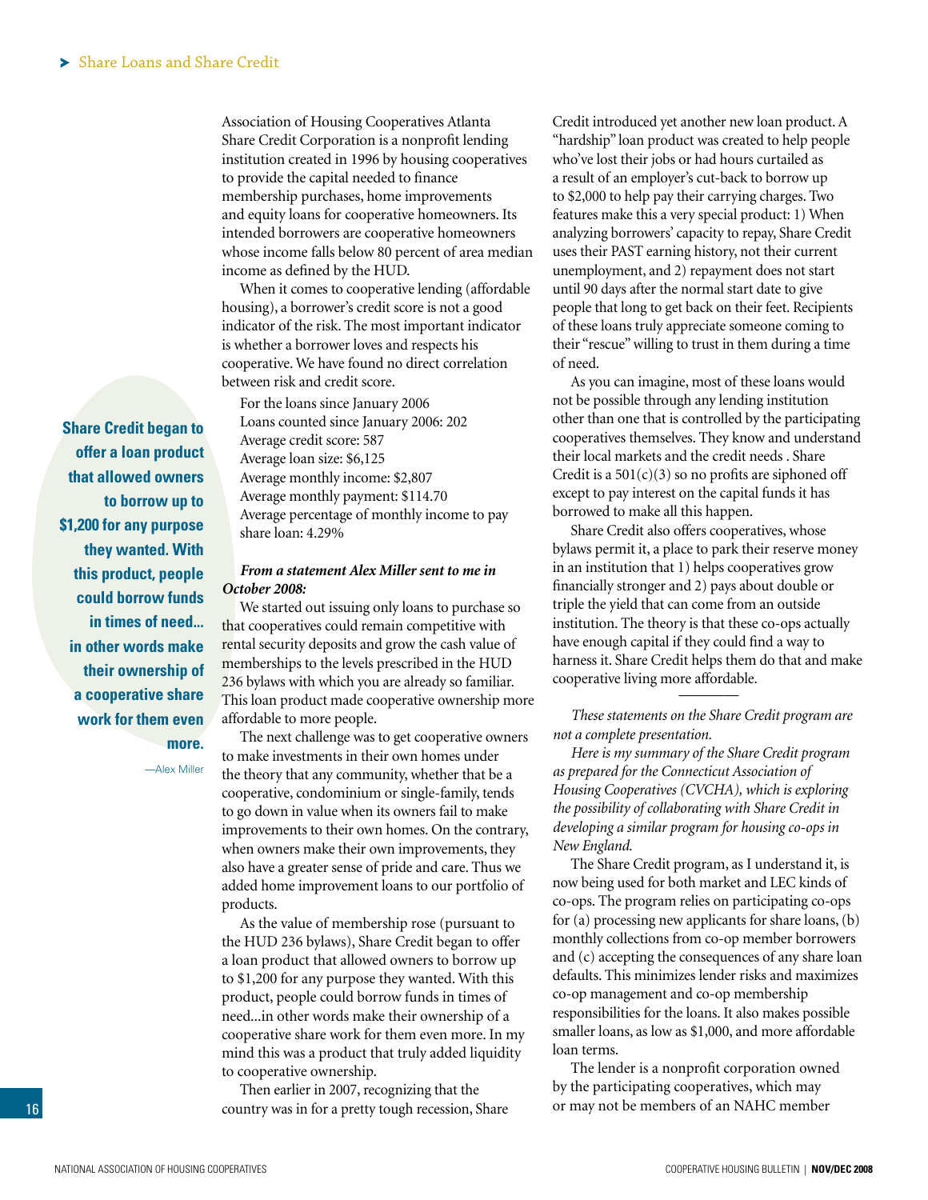Association of Housing Cooperatives Atlanta Share Credit Corporation is a nonprofit lending institution created in 1996 by housing cooperatives to provide the capital needed to finance membership purchases, home improvements and equity loans for cooperative homeowners. Its intended borrowers are cooperative homeowners whose income falls below 80 percent of area median income as defined by the HUD.

When it comes to cooperative lending (affordable housing), a borrower's credit score is not a good indicator of the risk. The most important indicator is whether a borrower loves and respects his cooperative. We have found no direct correlation between risk and credit score.

For the loans since January 2006
Loans counted since January 2006: 202
Average credit score: 587
Average loan size: $6,125
Average monthly income: $2,807
Average monthly payment: $114.70
Average percentage of monthly income to pay share loan: 4.29%

***From a statement Alex Miller sent to me in October 2008:***

We started out issuing only loans to purchase so that cooperatives could remain competitive with rental security deposits and grow the cash value of memberships to the levels prescribed in the HUD 236 bylaws with which you are already so familiar. This loan product made cooperative ownership more affordable to more people.

The next challenge was to get cooperative owners to make investments in their own homes under the theory that any community, whether that be a cooperative, condominium or single-family, tends to go down in value when its owners fail to make improvements to their own homes. On the contrary, when owners make their own improvements, they also have a greater sense of pride and care. Thus we added home improvement loans to our portfolio of products.

As the value of membership rose (pursuant to the HUD 236 bylaws), Share Credit began to offer a loan product that allowed owners to borrow up to $1,200 for any purpose they wanted. With this product, people could borrow funds in times of need...in other words make their ownership of a cooperative share work for them even more. In my mind this was a product that truly added liquidity to cooperative ownership.

> **Share Credit began to offer a loan product that allowed owners to borrow up to $1,200 for any purpose they wanted. With this product, people could borrow funds in times of need... in other words make their ownership of a cooperative share work for them even more.**
>
> —Alex Miller

Then earlier in 2007, recognizing that the country was in for a pretty tough recession, Share Credit introduced yet another new loan product. A "hardship" loan product was created to help people who've lost their jobs or had hours curtailed as a result of an employer's cut-back to borrow up to $2,000 to help pay their carrying charges. Two features make this a very special product: 1) When analyzing borrowers' capacity to repay, Share Credit uses their PAST earning history, not their current unemployment, and 2) repayment does not start until 90 days after the normal start date to give people that long to get back on their feet. Recipients of these loans truly appreciate someone coming to their "rescue" willing to trust in them during a time of need.

As you can imagine, most of these loans would not be possible through any lending institution other than one that is controlled by the participating cooperatives themselves. They know and understand their local markets and the credit needs . Share Credit is a 501(c)(3) so no profits are siphoned off except to pay interest on the capital funds it has borrowed to make all this happen.

Share Credit also offers cooperatives, whose bylaws permit it, a place to park their reserve money in an institution that 1) helps cooperatives grow financially stronger and 2) pays about double or triple the yield that can come from an outside institution. The theory is that these co-ops actually have enough capital if they could find a way to harness it. Share Credit helps them do that and make cooperative living more affordable.

---

*These statements on the Share Credit program are not a complete presentation.*

*Here is my summary of the Share Credit program as prepared for the Connecticut Association of Housing Cooperatives (CVCHA), which is exploring the possibility of collaborating with Share Credit in developing a similar program for housing co-ops in New England.*

The Share Credit program, as I understand it, is now being used for both market and LEC kinds of co-ops. The program relies on participating co-ops for (a) processing new applicants for share loans, (b) monthly collections from co-op member borrowers and (c) accepting the consequences of any share loan defaults. This minimizes lender risks and maximizes co-op management and co-op membership responsibilities for the loans. It also makes possible smaller loans, as low as $1,000, and more affordable loan terms.

The lender is a nonprofit corporation owned by the participating cooperatives, which may or may not be members of an NAHC member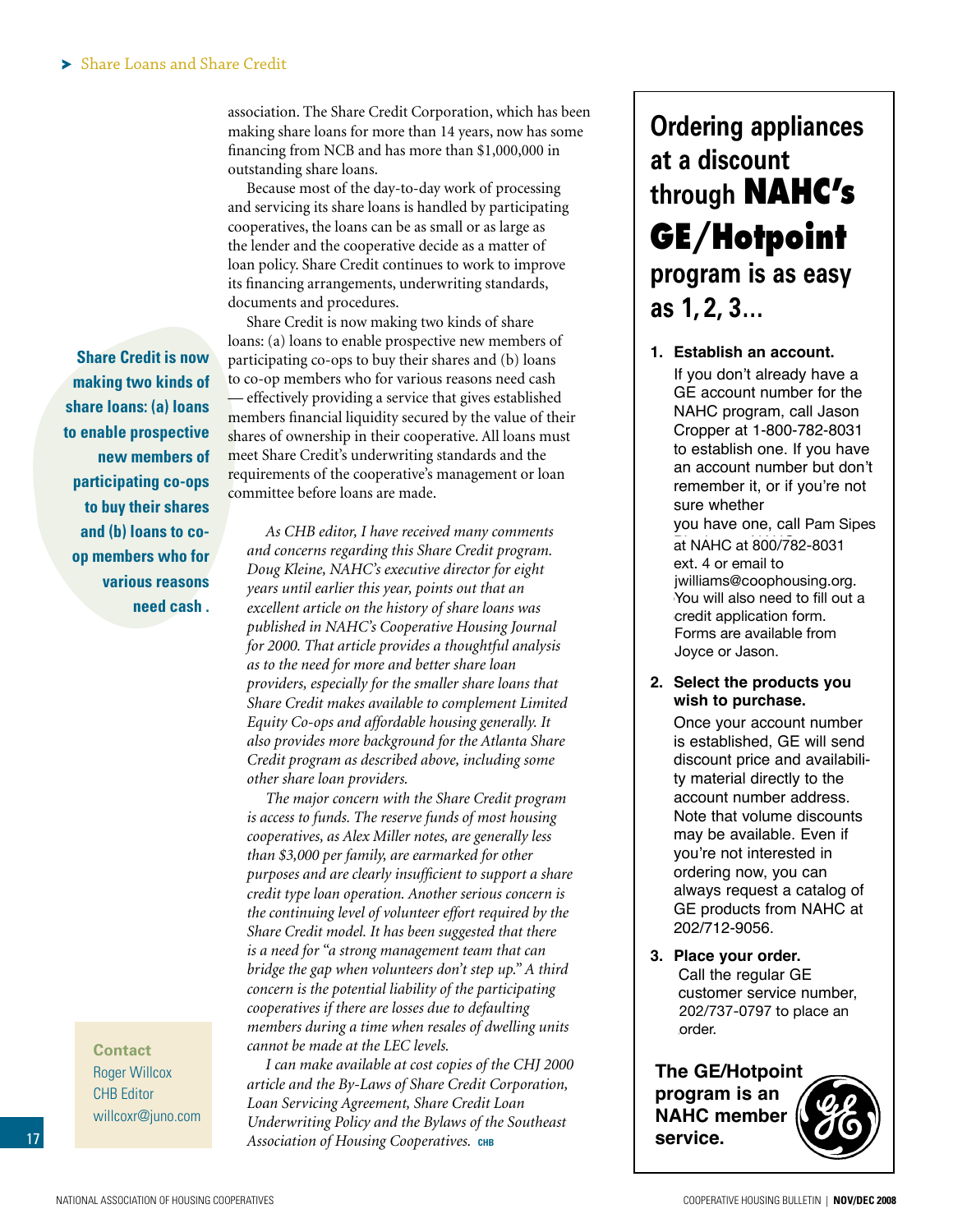association. The Share Credit Corporation, which has been making share loans for more than 14 years, now has some financing from NCB and has more than $1,000,000 in outstanding share loans.

Because most of the day-to-day work of processing and servicing its share loans is handled by participating cooperatives, the loans can be as small or as large as the lender and the cooperative decide as a matter of loan policy. Share Credit continues to work to improve its financing arrangements, underwriting standards, documents and procedures.

Share Credit is now making two kinds of share loans: (a) loans to enable prospective new members of participating co-ops to buy their shares and (b) loans to co-op members who for various reasons need cash — effectively providing a service that gives established members financial liquidity secured by the value of their shares of ownership in their cooperative. All loans must meet Share Credit's underwriting standards and the requirements of the cooperative's management or loan committee before loans are made.

**Share Credit is now making two kinds of share loans: (a) loans to enable prospective new members of participating co-ops to buy their shares and (b) loans to co-op members who for various reasons need cash .**

*As CHB editor, I have received many comments and concerns regarding this Share Credit program. Doug Kleine, NAHC's executive director for eight years until earlier this year, points out that an excellent article on the history of share loans was published in NAHC's Cooperative Housing Journal for 2000. That article provides a thoughtful analysis as to the need for more and better share loan providers, especially for the smaller share loans that Share Credit makes available to complement Limited Equity Co-ops and affordable housing generally. It also provides more background for the Atlanta Share Credit program as described above, including some other share loan providers.*

*The major concern with the Share Credit program is access to funds. The reserve funds of most housing cooperatives, as Alex Miller notes, are generally less than $3,000 per family, are earmarked for other purposes and are clearly insufficient to support a share credit type loan operation. Another serious concern is the continuing level of volunteer effort required by the Share Credit model. It has been suggested that there is a need for "a strong management team that can bridge the gap when volunteers don't step up." A third concern is the potential liability of the participating cooperatives if there are losses due to defaulting members during a time when resales of dwelling units cannot be made at the LEC levels.*

*I can make available at cost copies of the CHJ 2000 article and the By-Laws of Share Credit Corporation, Loan Servicing Agreement, Share Credit Loan Underwriting Policy and the Bylaws of the Southeast Association of Housing Cooperatives.* CHB

**Contact**
Roger Willcox
CHB Editor
willcoxr@juno.com

## Ordering appliances at a discount through NAHC's GE/Hotpoint program is as easy as 1, 2, 3...

1. **Establish an account.**
   If you don't already have a GE account number for the NAHC program, call Jason Cropper at 1-800-782-8031 to establish one. If you have an account number but don't remember it, or if you're not sure whether you have one, call Pam Sipes at NAHC at 800/782-8031 ext. 4 or email to jwilliams@coophousing.org. You will also need to fill out a credit application form. Forms are available from Joyce or Jason.

2. **Select the products you wish to purchase.**
   Once your account number is established, GE will send discount price and availability material directly to the account number address. Note that volume discounts may be available. Even if you're not interested in ordering now, you can always request a catalog of GE products from NAHC at 202/712-9056.

3. **Place your order.**
   Call the regular GE customer service number, 202/737-0797 to place an order.

**The GE/Hotpoint program is an NAHC member service.**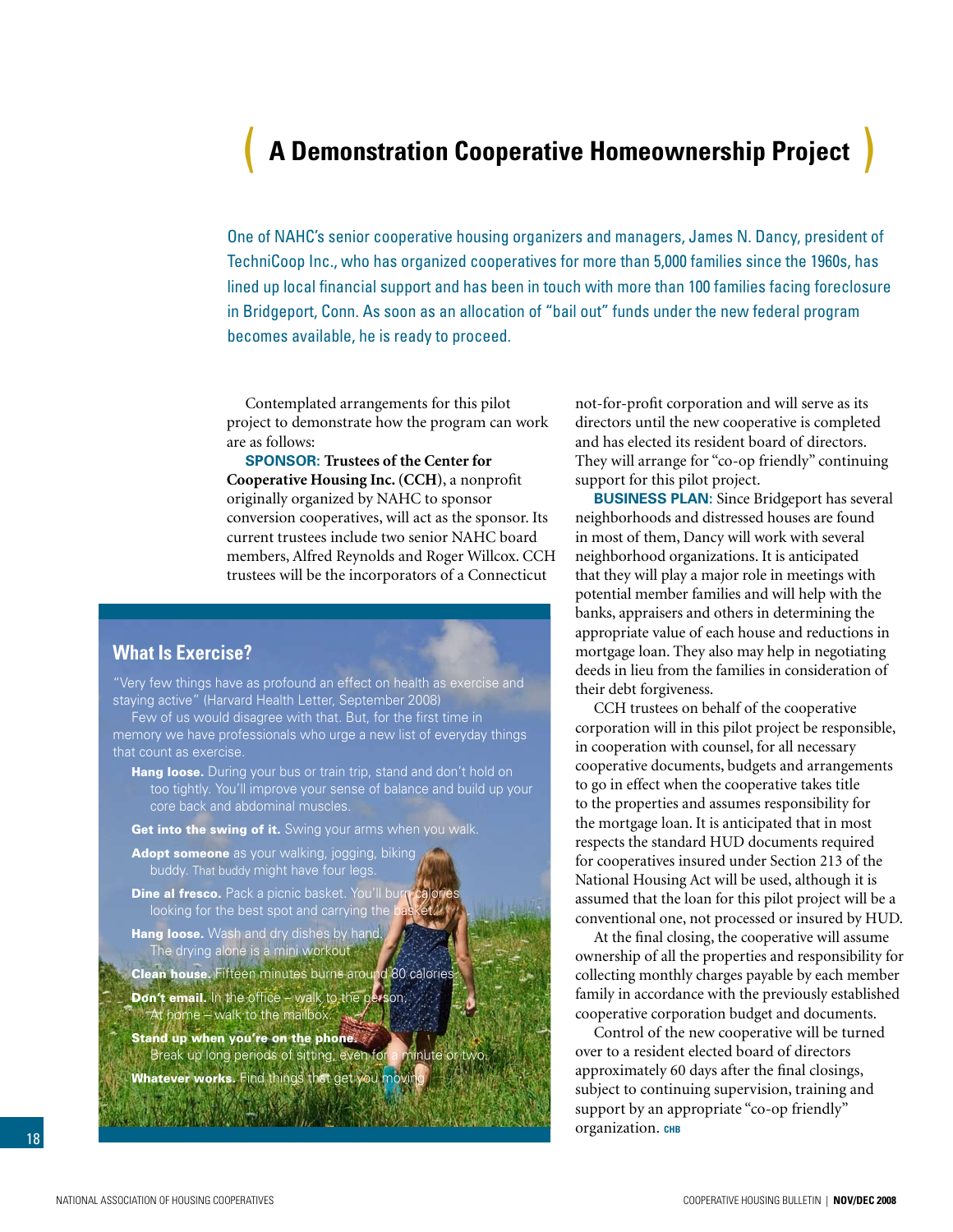# A Demonstration Cooperative Homeownership Project

One of NAHC's senior cooperative housing organizers and managers, James N. Dancy, president of TechniCoop Inc., who has organized cooperatives for more than 5,000 families since the 1960s, has lined up local financial support and has been in touch with more than 100 families facing foreclosure in Bridgeport, Conn. As soon as an allocation of "bail out" funds under the new federal program becomes available, he is ready to proceed.

Contemplated arrangements for this pilot project to demonstrate how the program can work are as follows:

**SPONSOR: Trustees of the Center for Cooperative Housing Inc. (CCH)**, a nonprofit originally organized by NAHC to sponsor conversion cooperatives, will act as the sponsor. Its current trustees include two senior NAHC board members, Alfred Reynolds and Roger Willcox. CCH trustees will be the incorporators of a Connecticut not-for-profit corporation and will serve as its directors until the new cooperative is completed and has elected its resident board of directors. They will arrange for "co-op friendly" continuing support for this pilot project.

**BUSINESS PLAN:** Since Bridgeport has several neighborhoods and distressed houses are found in most of them, Dancy will work with several neighborhood organizations. It is anticipated that they will play a major role in meetings with potential member families and will help with the banks, appraisers and others in determining the appropriate value of each house and reductions in mortgage loan. They also may help in negotiating deeds in lieu from the families in consideration of their debt forgiveness.

CCH trustees on behalf of the cooperative corporation will in this pilot project be responsible, in cooperation with counsel, for all necessary cooperative documents, budgets and arrangements to go in effect when the cooperative takes title to the properties and assumes responsibility for the mortgage loan. It is anticipated that in most respects the standard HUD documents required for cooperatives insured under Section 213 of the National Housing Act will be used, although it is assumed that the loan for this pilot project will be a conventional one, not processed or insured by HUD.

At the final closing, the cooperative will assume ownership of all the properties and responsibility for collecting monthly charges payable by each member family in accordance with the previously established cooperative corporation budget and documents.

Control of the new cooperative will be turned over to a resident elected board of directors approximately 60 days after the final closings, subject to continuing supervision, training and support by an appropriate "co-op friendly" organization. CHB

## What Is Exercise?

"Very few things have as profound an effect on health as exercise and staying active" (Harvard Health Letter, September 2008)

Few of us would disagree with that. But, for the first time in memory we have professionals who urge a new list of everyday things that count as exercise.

- **Hang loose.** During your bus or train trip, stand and don't hold on too tightly. You'll improve your sense of balance and build up your core back and abdominal muscles.
- **Get into the swing of it.** Swing your arms when you walk.
- **Adopt someone** as your walking, jogging, biking buddy. That buddy might have four legs.
- **Dine al fresco.** Pack a picnic basket. You'll burn calories looking for the best spot and carrying the basket.
- **Hang loose.** Wash and dry dishes by hand. The drying alone is a mini workout.
- **Clean house.** Fifteen minutes burns around 80 calories.
- **Don't email.** In the office – walk to the person. At home – walk to the mailbox.
- **Stand up when you're on the phone.** Break up long periods of sitting, even for a minute or two.
- **Whatever works.** Find things that get you moving.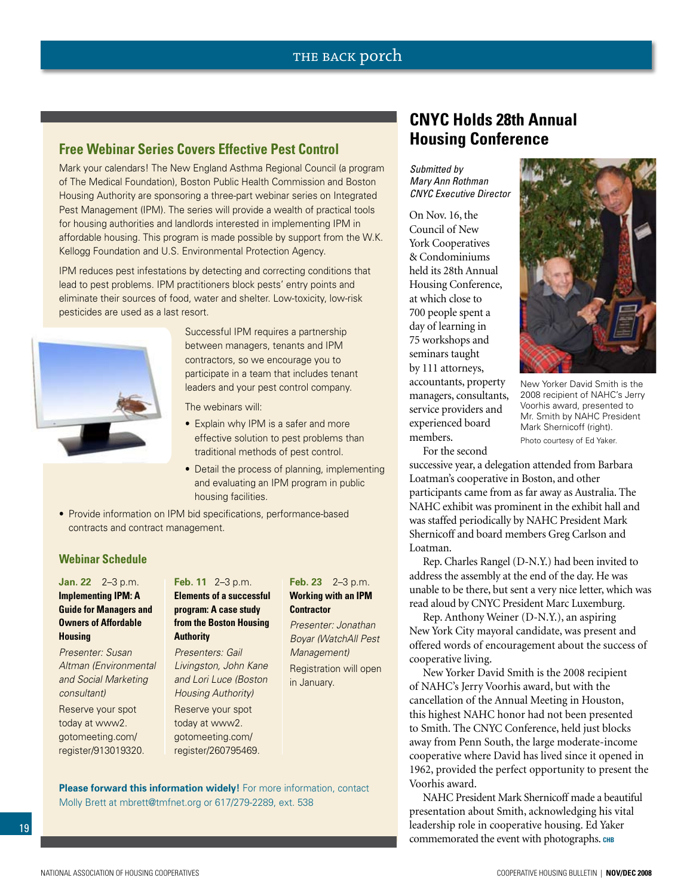## Free Webinar Series Covers Effective Pest Control

Mark your calendars! The New England Asthma Regional Council (a program of The Medical Foundation), Boston Public Health Commission and Boston Housing Authority are sponsoring a three-part webinar series on Integrated Pest Management (IPM). The series will provide a wealth of practical tools for housing authorities and landlords interested in implementing IPM in affordable housing. This program is made possible by support from the W.K. Kellogg Foundation and U.S. Environmental Protection Agency.

IPM reduces pest infestations by detecting and correcting conditions that lead to pest problems. IPM practitioners block pests' entry points and eliminate their sources of food, water and shelter. Low-toxicity, low-risk pesticides are used as a last resort.

Successful IPM requires a partnership between managers, tenants and IPM contractors, so we encourage you to participate in a team that includes tenant leaders and your pest control company.

The webinars will:

- Explain why IPM is a safer and more effective solution to pest problems than traditional methods of pest control.
- Detail the process of planning, implementing and evaluating an IPM program in public housing facilities.
- Provide information on IPM bid specifications, performance-based contracts and contract management.

### Webinar Schedule

**Jan. 22** 2–3 p.m.
**Implementing IPM: A Guide for Managers and Owners of Affordable Housing**
*Presenter: Susan Altman (Environmental and Social Marketing consultant)*
Reserve your spot today at www2.gotomeeting.com/register/913019320.

**Feb. 11** 2–3 p.m.
**Elements of a successful program: A case study from the Boston Housing Authority**
*Presenters: Gail Livingston, John Kane and Lori Luce (Boston Housing Authority)*
Reserve your spot today at www2.gotomeeting.com/register/260795469.

**Feb. 23** 2–3 p.m.
**Working with an IPM Contractor**
*Presenter: Jonathan Boyar (WatchAll Pest Management)*
Registration will open in January.

**Please forward this information widely!** For more information, contact Molly Brett at mbrett@tmfnet.org or 617/279-2289, ext. 538

## CNYC Holds 28th Annual Housing Conference

*Submitted by Mary Ann Rothman CNYC Executive Director*

On Nov. 16, the Council of New York Cooperatives & Condominiums held its 28th Annual Housing Conference, at which close to 700 people spent a day of learning in 75 workshops and seminars taught by 111 attorneys, accountants, property managers, consultants, service providers and experienced board members.

For the second successive year, a delegation attended from Barbara Loatman's cooperative in Boston, and other participants came from as far away as Australia. The NAHC exhibit was prominent in the exhibit hall and was staffed periodically by NAHC President Mark Shernicoff and board members Greg Carlson and Loatman.

Rep. Charles Rangel (D-N.Y.) had been invited to address the assembly at the end of the day. He was unable to be there, but sent a very nice letter, which was read aloud by CNYC President Marc Luxemburg.

Rep. Anthony Weiner (D-N.Y.), an aspiring New York City mayoral candidate, was present and offered words of encouragement about the success of cooperative living.

New Yorker David Smith is the 2008 recipient of NAHC's Jerry Voorhis award, but with the cancellation of the Annual Meeting in Houston, this highest NAHC honor had not been presented to Smith. The CNYC Conference, held just blocks away from Penn South, the large moderate-income cooperative where David has lived since it opened in 1962, provided the perfect opportunity to present the Voorhis award.

NAHC President Mark Shernicoff made a beautiful presentation about Smith, acknowledging his vital leadership role in cooperative housing. Ed Yaker commemorated the event with photographs. CHB

New Yorker David Smith is the 2008 recipient of NAHC's Jerry Voorhis award, presented to Mr. Smith by NAHC President Mark Shernicoff (right).

Photo courtesy of Ed Yaker.